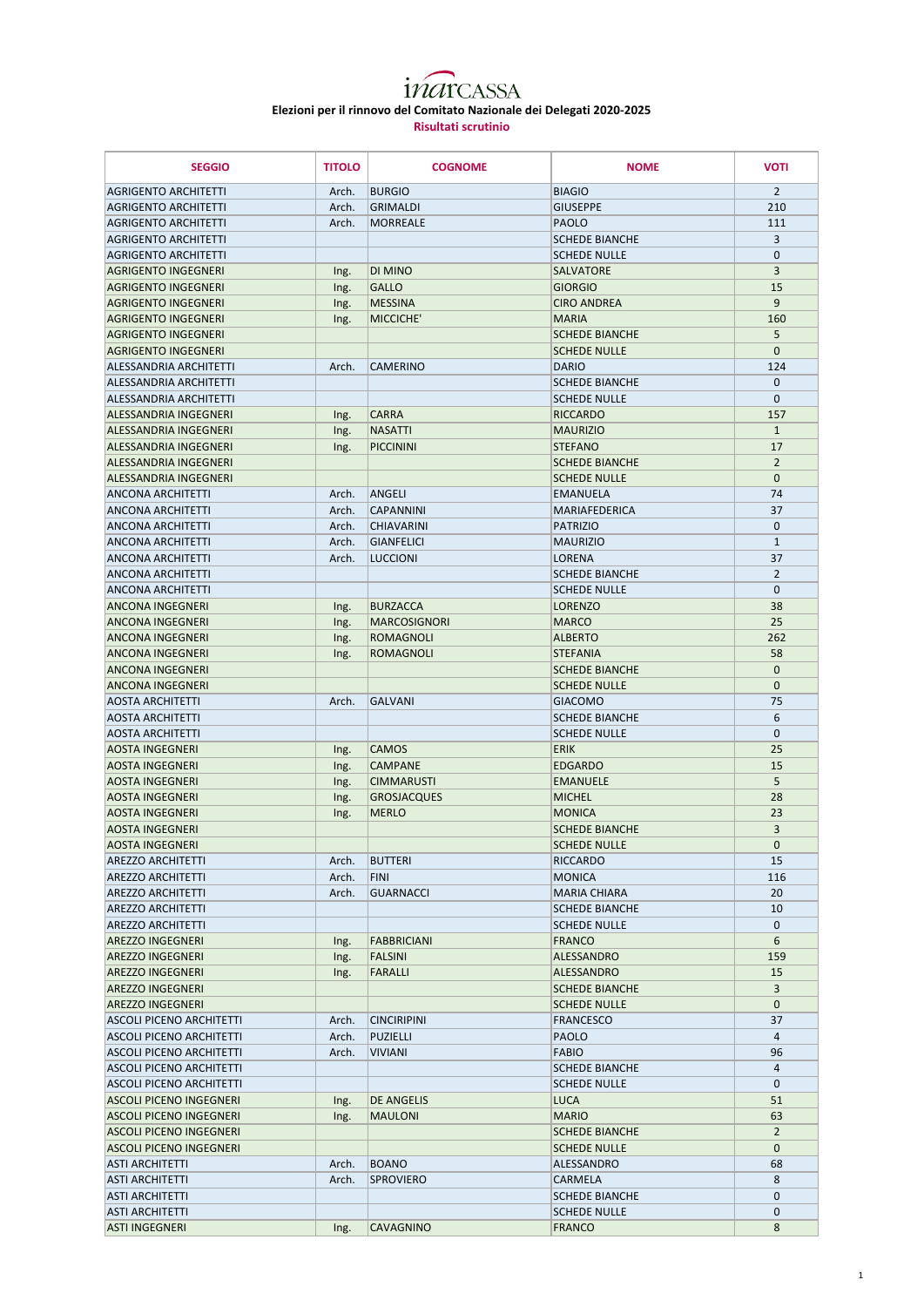inarCASSA

**Elezioni per il rinnovo del Comitato Nazionale dei Delegati 2020-2025**

**Risultati scrutinio**

| SEGGIO | TITOLO | COGNOME | NOME | VOTI |
|---|---|---|---|---|
| AGRIGENTO ARCHITETTI | Arch. | BURGIO | BIAGIO | 2 |
| AGRIGENTO ARCHITETTI | Arch. | GRIMALDI | GIUSEPPE | 210 |
| AGRIGENTO ARCHITETTI | Arch. | MORREALE | PAOLO | 111 |
| AGRIGENTO ARCHITETTI | | | SCHEDE BIANCHE | 3 |
| AGRIGENTO ARCHITETTI | | | SCHEDE NULLE | 0 |
| AGRIGENTO INGEGNERI | Ing. | DI MINO | SALVATORE | 3 |
| AGRIGENTO INGEGNERI | Ing. | GALLO | GIORGIO | 15 |
| AGRIGENTO INGEGNERI | Ing. | MESSINA | CIRO ANDREA | 9 |
| AGRIGENTO INGEGNERI | Ing. | MICCICHE' | MARIA | 160 |
| AGRIGENTO INGEGNERI | | | SCHEDE BIANCHE | 5 |
| AGRIGENTO INGEGNERI | | | SCHEDE NULLE | 0 |
| ALESSANDRIA ARCHITETTI | Arch. | CAMERINO | DARIO | 124 |
| ALESSANDRIA ARCHITETTI | | | SCHEDE BIANCHE | 0 |
| ALESSANDRIA ARCHITETTI | | | SCHEDE NULLE | 0 |
| ALESSANDRIA INGEGNERI | Ing. | CARRA | RICCARDO | 157 |
| ALESSANDRIA INGEGNERI | Ing. | NASATTI | MAURIZIO | 1 |
| ALESSANDRIA INGEGNERI | Ing. | PICCININI | STEFANO | 17 |
| ALESSANDRIA INGEGNERI | | | SCHEDE BIANCHE | 2 |
| ALESSANDRIA INGEGNERI | | | SCHEDE NULLE | 0 |
| ANCONA ARCHITETTI | Arch. | ANGELI | EMANUELA | 74 |
| ANCONA ARCHITETTI | Arch. | CAPANNINI | MARIAFEDERICA | 37 |
| ANCONA ARCHITETTI | Arch. | CHIAVARINI | PATRIZIO | 0 |
| ANCONA ARCHITETTI | Arch. | GIANFELICI | MAURIZIO | 1 |
| ANCONA ARCHITETTI | Arch. | LUCCIONI | LORENA | 37 |
| ANCONA ARCHITETTI | | | SCHEDE BIANCHE | 2 |
| ANCONA ARCHITETTI | | | SCHEDE NULLE | 0 |
| ANCONA INGEGNERI | Ing. | BURZACCA | LORENZO | 38 |
| ANCONA INGEGNERI | Ing. | MARCOSIGNORI | MARCO | 25 |
| ANCONA INGEGNERI | Ing. | ROMAGNOLI | ALBERTO | 262 |
| ANCONA INGEGNERI | Ing. | ROMAGNOLI | STEFANIA | 58 |
| ANCONA INGEGNERI | | | SCHEDE BIANCHE | 0 |
| ANCONA INGEGNERI | | | SCHEDE NULLE | 0 |
| AOSTA ARCHITETTI | Arch. | GALVANI | GIACOMO | 75 |
| AOSTA ARCHITETTI | | | SCHEDE BIANCHE | 6 |
| AOSTA ARCHITETTI | | | SCHEDE NULLE | 0 |
| AOSTA INGEGNERI | Ing. | CAMOS | ERIK | 25 |
| AOSTA INGEGNERI | Ing. | CAMPANE | EDGARDO | 15 |
| AOSTA INGEGNERI | Ing. | CIMMARUSTI | EMANUELE | 5 |
| AOSTA INGEGNERI | Ing. | GROSJACQUES | MICHEL | 28 |
| AOSTA INGEGNERI | Ing. | MERLO | MONICA | 23 |
| AOSTA INGEGNERI | | | SCHEDE BIANCHE | 3 |
| AOSTA INGEGNERI | | | SCHEDE NULLE | 0 |
| AREZZO ARCHITETTI | Arch. | BUTTERI | RICCARDO | 15 |
| AREZZO ARCHITETTI | Arch. | FINI | MONICA | 116 |
| AREZZO ARCHITETTI | Arch. | GUARNACCI | MARIA CHIARA | 20 |
| AREZZO ARCHITETTI | | | SCHEDE BIANCHE | 10 |
| AREZZO ARCHITETTI | | | SCHEDE NULLE | 0 |
| AREZZO INGEGNERI | Ing. | FABBRICIANI | FRANCO | 6 |
| AREZZO INGEGNERI | Ing. | FALSINI | ALESSANDRO | 159 |
| AREZZO INGEGNERI | Ing. | FARALLI | ALESSANDRO | 15 |
| AREZZO INGEGNERI | | | SCHEDE BIANCHE | 3 |
| AREZZO INGEGNERI | | | SCHEDE NULLE | 0 |
| ASCOLI PICENO ARCHITETTI | Arch. | CINCIRIPINI | FRANCESCO | 37 |
| ASCOLI PICENO ARCHITETTI | Arch. | PUZIELLI | PAOLO | 4 |
| ASCOLI PICENO ARCHITETTI | Arch. | VIVIANI | FABIO | 96 |
| ASCOLI PICENO ARCHITETTI | | | SCHEDE BIANCHE | 4 |
| ASCOLI PICENO ARCHITETTI | | | SCHEDE NULLE | 0 |
| ASCOLI PICENO INGEGNERI | Ing. | DE ANGELIS | LUCA | 51 |
| ASCOLI PICENO INGEGNERI | Ing. | MAULONI | MARIO | 63 |
| ASCOLI PICENO INGEGNERI | | | SCHEDE BIANCHE | 2 |
| ASCOLI PICENO INGEGNERI | | | SCHEDE NULLE | 0 |
| ASTI ARCHITETTI | Arch. | BOANO | ALESSANDRO | 68 |
| ASTI ARCHITETTI | Arch. | SPROVIERO | CARMELA | 8 |
| ASTI ARCHITETTI | | | SCHEDE BIANCHE | 0 |
| ASTI ARCHITETTI | | | SCHEDE NULLE | 0 |
| ASTI INGEGNERI | Ing. | CAVAGNINO | FRANCO | 8 |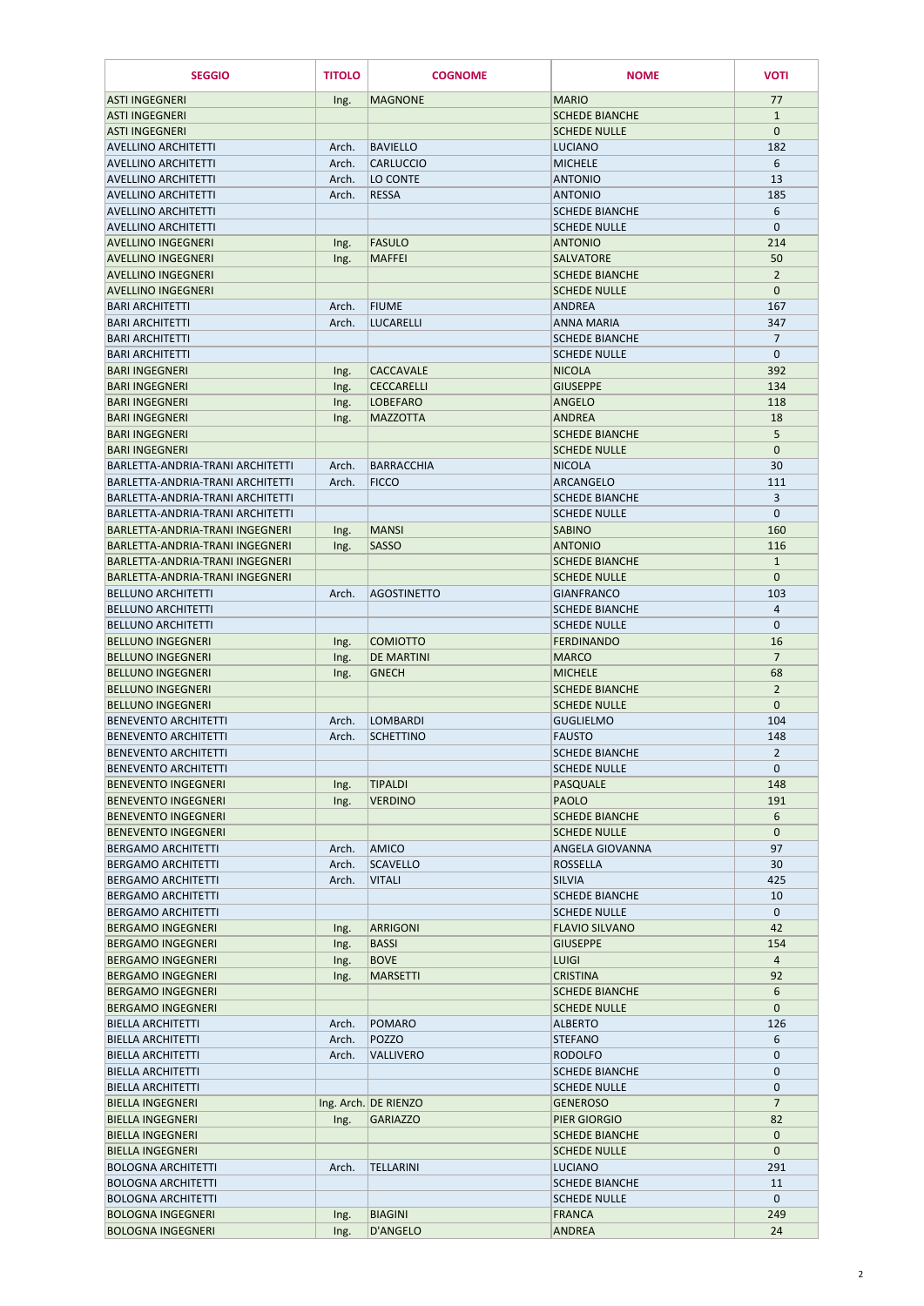| SEGGIO | TITOLO | COGNOME | NOME | VOTI |
|---|---|---|---|---|
| ASTI INGEGNERI | Ing. | MAGNONE | MARIO | 77 |
| ASTI INGEGNERI | | | SCHEDE BIANCHE | 1 |
| ASTI INGEGNERI | | | SCHEDE NULLE | 0 |
| AVELLINO ARCHITETTI | Arch. | BAVIELLO | LUCIANO | 182 |
| AVELLINO ARCHITETTI | Arch. | CARLUCCIO | MICHELE | 6 |
| AVELLINO ARCHITETTI | Arch. | LO CONTE | ANTONIO | 13 |
| AVELLINO ARCHITETTI | Arch. | RESSA | ANTONIO | 185 |
| AVELLINO ARCHITETTI | | | SCHEDE BIANCHE | 6 |
| AVELLINO ARCHITETTI | | | SCHEDE NULLE | 0 |
| AVELLINO INGEGNERI | Ing. | FASULO | ANTONIO | 214 |
| AVELLINO INGEGNERI | Ing. | MAFFEI | SALVATORE | 50 |
| AVELLINO INGEGNERI | | | SCHEDE BIANCHE | 2 |
| AVELLINO INGEGNERI | | | SCHEDE NULLE | 0 |
| BARI ARCHITETTI | Arch. | FIUME | ANDREA | 167 |
| BARI ARCHITETTI | Arch. | LUCARELLI | ANNA MARIA | 347 |
| BARI ARCHITETTI | | | SCHEDE BIANCHE | 7 |
| BARI ARCHITETTI | | | SCHEDE NULLE | 0 |
| BARI INGEGNERI | Ing. | CACCAVALE | NICOLA | 392 |
| BARI INGEGNERI | Ing. | CECCARELLI | GIUSEPPE | 134 |
| BARI INGEGNERI | Ing. | LOBEFARO | ANGELO | 118 |
| BARI INGEGNERI | Ing. | MAZZOTTA | ANDREA | 18 |
| BARI INGEGNERI | | | SCHEDE BIANCHE | 5 |
| BARI INGEGNERI | | | SCHEDE NULLE | 0 |
| BARLETTA-ANDRIA-TRANI ARCHITETTI | Arch. | BARRACCHIA | NICOLA | 30 |
| BARLETTA-ANDRIA-TRANI ARCHITETTI | Arch. | FICCO | ARCANGELO | 111 |
| BARLETTA-ANDRIA-TRANI ARCHITETTI | | | SCHEDE BIANCHE | 3 |
| BARLETTA-ANDRIA-TRANI ARCHITETTI | | | SCHEDE NULLE | 0 |
| BARLETTA-ANDRIA-TRANI INGEGNERI | Ing. | MANSI | SABINO | 160 |
| BARLETTA-ANDRIA-TRANI INGEGNERI | Ing. | SASSO | ANTONIO | 116 |
| BARLETTA-ANDRIA-TRANI INGEGNERI | | | SCHEDE BIANCHE | 1 |
| BARLETTA-ANDRIA-TRANI INGEGNERI | | | SCHEDE NULLE | 0 |
| BELLUNO ARCHITETTI | Arch. | AGOSTINETTO | GIANFRANCO | 103 |
| BELLUNO ARCHITETTI | | | SCHEDE BIANCHE | 4 |
| BELLUNO ARCHITETTI | | | SCHEDE NULLE | 0 |
| BELLUNO INGEGNERI | Ing. | COMIOTTO | FERDINANDO | 16 |
| BELLUNO INGEGNERI | Ing. | DE MARTINI | MARCO | 7 |
| BELLUNO INGEGNERI | Ing. | GNECH | MICHELE | 68 |
| BELLUNO INGEGNERI | | | SCHEDE BIANCHE | 2 |
| BELLUNO INGEGNERI | | | SCHEDE NULLE | 0 |
| BENEVENTO ARCHITETTI | Arch. | LOMBARDI | GUGLIELMO | 104 |
| BENEVENTO ARCHITETTI | Arch. | SCHETTINO | FAUSTO | 148 |
| BENEVENTO ARCHITETTI | | | SCHEDE BIANCHE | 2 |
| BENEVENTO ARCHITETTI | | | SCHEDE NULLE | 0 |
| BENEVENTO INGEGNERI | Ing. | TIPALDI | PASQUALE | 148 |
| BENEVENTO INGEGNERI | Ing. | VERDINO | PAOLO | 191 |
| BENEVENTO INGEGNERI | | | SCHEDE BIANCHE | 6 |
| BENEVENTO INGEGNERI | | | SCHEDE NULLE | 0 |
| BERGAMO ARCHITETTI | Arch. | AMICO | ANGELA GIOVANNA | 97 |
| BERGAMO ARCHITETTI | Arch. | SCAVELLO | ROSSELLA | 30 |
| BERGAMO ARCHITETTI | Arch. | VITALI | SILVIA | 425 |
| BERGAMO ARCHITETTI | | | SCHEDE BIANCHE | 10 |
| BERGAMO ARCHITETTI | | | SCHEDE NULLE | 0 |
| BERGAMO INGEGNERI | Ing. | ARRIGONI | FLAVIO SILVANO | 42 |
| BERGAMO INGEGNERI | Ing. | BASSI | GIUSEPPE | 154 |
| BERGAMO INGEGNERI | Ing. | BOVE | LUIGI | 4 |
| BERGAMO INGEGNERI | Ing. | MARSETTI | CRISTINA | 92 |
| BERGAMO INGEGNERI | | | SCHEDE BIANCHE | 6 |
| BERGAMO INGEGNERI | | | SCHEDE NULLE | 0 |
| BIELLA ARCHITETTI | Arch. | POMARO | ALBERTO | 126 |
| BIELLA ARCHITETTI | Arch. | POZZO | STEFANO | 6 |
| BIELLA ARCHITETTI | Arch. | VALLIVERO | RODOLFO | 0 |
| BIELLA ARCHITETTI | | | SCHEDE BIANCHE | 0 |
| BIELLA ARCHITETTI | | | SCHEDE NULLE | 0 |
| BIELLA INGEGNERI | Ing. Arch. | DE RIENZO | GENEROSO | 7 |
| BIELLA INGEGNERI | Ing. | GARIAZZO | PIER GIORGIO | 82 |
| BIELLA INGEGNERI | | | SCHEDE BIANCHE | 0 |
| BIELLA INGEGNERI | | | SCHEDE NULLE | 0 |
| BOLOGNA ARCHITETTI | Arch. | TELLARINI | LUCIANO | 291 |
| BOLOGNA ARCHITETTI | | | SCHEDE BIANCHE | 11 |
| BOLOGNA ARCHITETTI | | | SCHEDE NULLE | 0 |
| BOLOGNA INGEGNERI | Ing. | BIAGINI | FRANCA | 249 |
| BOLOGNA INGEGNERI | Ing. | D'ANGELO | ANDREA | 24 |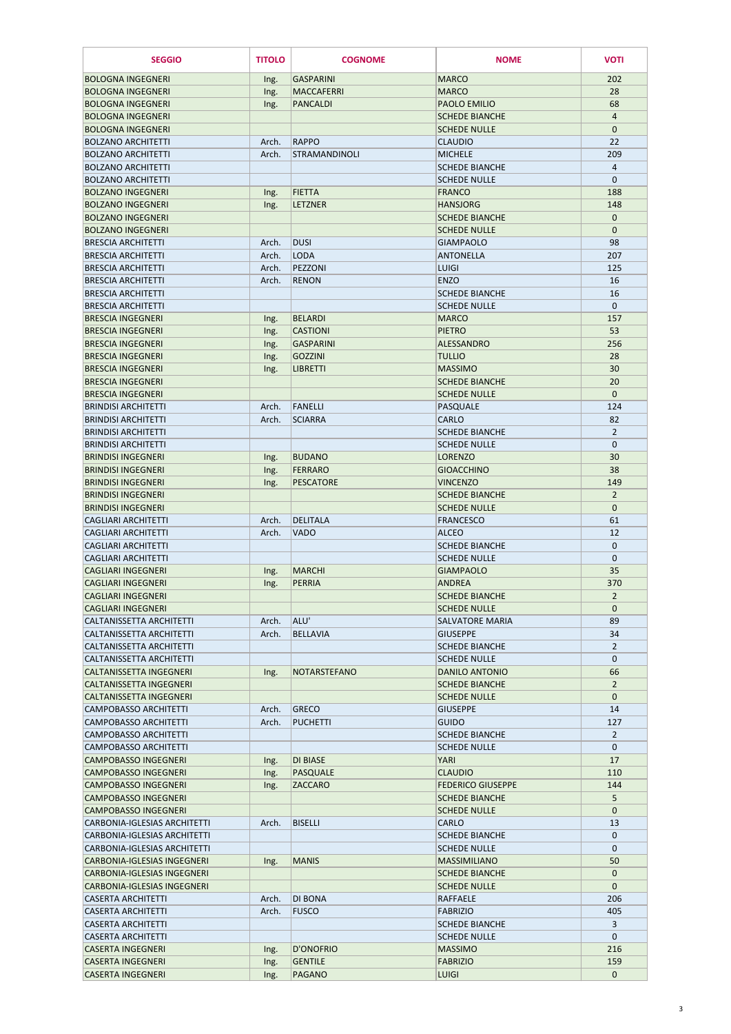| SEGGIO | TITOLO | COGNOME | NOME | VOTI |
|---|---|---|---|---|
| BOLOGNA INGEGNERI | Ing. | GASPARINI | MARCO | 202 |
| BOLOGNA INGEGNERI | Ing. | MACCAFERRI | MARCO | 28 |
| BOLOGNA INGEGNERI | Ing. | PANCALDI | PAOLO EMILIO | 68 |
| BOLOGNA INGEGNERI | | | SCHEDE BIANCHE | 4 |
| BOLOGNA INGEGNERI | | | SCHEDE NULLE | 0 |
| BOLZANO ARCHITETTI | Arch. | RAPPO | CLAUDIO | 22 |
| BOLZANO ARCHITETTI | Arch. | STRAMANDINOLI | MICHELE | 209 |
| BOLZANO ARCHITETTI | | | SCHEDE BIANCHE | 4 |
| BOLZANO ARCHITETTI | | | SCHEDE NULLE | 0 |
| BOLZANO INGEGNERI | Ing. | FIETTA | FRANCO | 188 |
| BOLZANO INGEGNERI | Ing. | LETZNER | HANSJORG | 148 |
| BOLZANO INGEGNERI | | | SCHEDE BIANCHE | 0 |
| BOLZANO INGEGNERI | | | SCHEDE NULLE | 0 |
| BRESCIA ARCHITETTI | Arch. | DUSI | GIAMPAOLO | 98 |
| BRESCIA ARCHITETTI | Arch. | LODA | ANTONELLA | 207 |
| BRESCIA ARCHITETTI | Arch. | PEZZONI | LUIGI | 125 |
| BRESCIA ARCHITETTI | Arch. | RENON | ENZO | 16 |
| BRESCIA ARCHITETTI | | | SCHEDE BIANCHE | 16 |
| BRESCIA ARCHITETTI | | | SCHEDE NULLE | 0 |
| BRESCIA INGEGNERI | Ing. | BELARDI | MARCO | 157 |
| BRESCIA INGEGNERI | Ing. | CASTIONI | PIETRO | 53 |
| BRESCIA INGEGNERI | Ing. | GASPARINI | ALESSANDRO | 256 |
| BRESCIA INGEGNERI | Ing. | GOZZINI | TULLIO | 28 |
| BRESCIA INGEGNERI | Ing. | LIBRETTI | MASSIMO | 30 |
| BRESCIA INGEGNERI | | | SCHEDE BIANCHE | 20 |
| BRESCIA INGEGNERI | | | SCHEDE NULLE | 0 |
| BRINDISI ARCHITETTI | Arch. | FANELLI | PASQUALE | 124 |
| BRINDISI ARCHITETTI | Arch. | SCIARRA | CARLO | 82 |
| BRINDISI ARCHITETTI | | | SCHEDE BIANCHE | 2 |
| BRINDISI ARCHITETTI | | | SCHEDE NULLE | 0 |
| BRINDISI INGEGNERI | Ing. | BUDANO | LORENZO | 30 |
| BRINDISI INGEGNERI | Ing. | FERRARO | GIOACCHINO | 38 |
| BRINDISI INGEGNERI | Ing. | PESCATORE | VINCENZO | 149 |
| BRINDISI INGEGNERI | | | SCHEDE BIANCHE | 2 |
| BRINDISI INGEGNERI | | | SCHEDE NULLE | 0 |
| CAGLIARI ARCHITETTI | Arch. | DELITALA | FRANCESCO | 61 |
| CAGLIARI ARCHITETTI | Arch. | VADO | ALCEO | 12 |
| CAGLIARI ARCHITETTI | | | SCHEDE BIANCHE | 0 |
| CAGLIARI ARCHITETTI | | | SCHEDE NULLE | 0 |
| CAGLIARI INGEGNERI | Ing. | MARCHI | GIAMPAOLO | 35 |
| CAGLIARI INGEGNERI | Ing. | PERRIA | ANDREA | 370 |
| CAGLIARI INGEGNERI | | | SCHEDE BIANCHE | 2 |
| CAGLIARI INGEGNERI | | | SCHEDE NULLE | 0 |
| CALTANISSETTA ARCHITETTI | Arch. | ALU' | SALVATORE MARIA | 89 |
| CALTANISSETTA ARCHITETTI | Arch. | BELLAVIA | GIUSEPPE | 34 |
| CALTANISSETTA ARCHITETTI | | | SCHEDE BIANCHE | 2 |
| CALTANISSETTA ARCHITETTI | | | SCHEDE NULLE | 0 |
| CALTANISSETTA INGEGNERI | Ing. | NOTARSTEFANO | DANILO ANTONIO | 66 |
| CALTANISSETTA INGEGNERI | | | SCHEDE BIANCHE | 2 |
| CALTANISSETTA INGEGNERI | | | SCHEDE NULLE | 0 |
| CAMPOBASSO ARCHITETTI | Arch. | GRECO | GIUSEPPE | 14 |
| CAMPOBASSO ARCHITETTI | Arch. | PUCHETTI | GUIDO | 127 |
| CAMPOBASSO ARCHITETTI | | | SCHEDE BIANCHE | 2 |
| CAMPOBASSO ARCHITETTI | | | SCHEDE NULLE | 0 |
| CAMPOBASSO INGEGNERI | Ing. | DI BIASE | YARI | 17 |
| CAMPOBASSO INGEGNERI | Ing. | PASQUALE | CLAUDIO | 110 |
| CAMPOBASSO INGEGNERI | Ing. | ZACCARO | FEDERICO GIUSEPPE | 144 |
| CAMPOBASSO INGEGNERI | | | SCHEDE BIANCHE | 5 |
| CAMPOBASSO INGEGNERI | | | SCHEDE NULLE | 0 |
| CARBONIA-IGLESIAS ARCHITETTI | Arch. | BISELLI | CARLO | 13 |
| CARBONIA-IGLESIAS ARCHITETTI | | | SCHEDE BIANCHE | 0 |
| CARBONIA-IGLESIAS ARCHITETTI | | | SCHEDE NULLE | 0 |
| CARBONIA-IGLESIAS INGEGNERI | Ing. | MANIS | MASSIMILIANO | 50 |
| CARBONIA-IGLESIAS INGEGNERI | | | SCHEDE BIANCHE | 0 |
| CARBONIA-IGLESIAS INGEGNERI | | | SCHEDE NULLE | 0 |
| CASERTA ARCHITETTI | Arch. | DI BONA | RAFFAELE | 206 |
| CASERTA ARCHITETTI | Arch. | FUSCO | FABRIZIO | 405 |
| CASERTA ARCHITETTI | | | SCHEDE BIANCHE | 3 |
| CASERTA ARCHITETTI | | | SCHEDE NULLE | 0 |
| CASERTA INGEGNERI | Ing. | D'ONOFRIO | MASSIMO | 216 |
| CASERTA INGEGNERI | Ing. | GENTILE | FABRIZIO | 159 |
| CASERTA INGEGNERI | Ing. | PAGANO | LUIGI | 0 |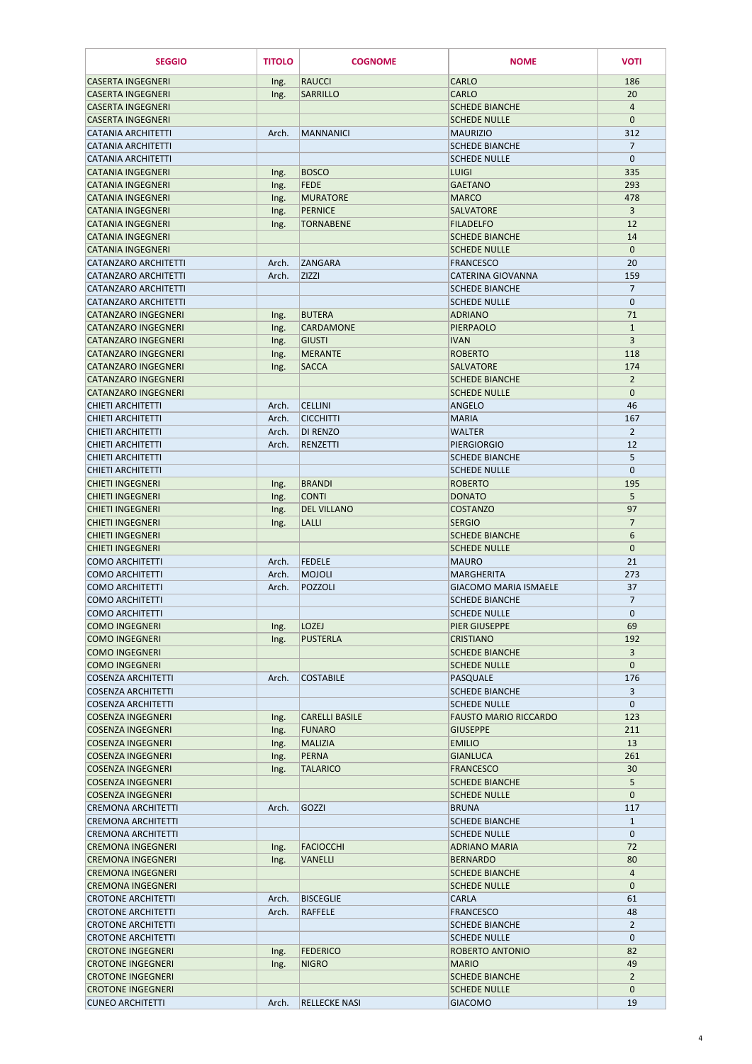| SEGGIO | TITOLO | COGNOME | NOME | VOTI |
|---|---|---|---|---|
| CASERTA INGEGNERI | Ing. | RAUCCI | CARLO | 186 |
| CASERTA INGEGNERI | Ing. | SARRILLO | CARLO | 20 |
| CASERTA INGEGNERI | | | SCHEDE BIANCHE | 4 |
| CASERTA INGEGNERI | | | SCHEDE NULLE | 0 |
| CATANIA ARCHITETTI | Arch. | MANNANICI | MAURIZIO | 312 |
| CATANIA ARCHITETTI | | | SCHEDE BIANCHE | 7 |
| CATANIA ARCHITETTI | | | SCHEDE NULLE | 0 |
| CATANIA INGEGNERI | Ing. | BOSCO | LUIGI | 335 |
| CATANIA INGEGNERI | Ing. | FEDE | GAETANO | 293 |
| CATANIA INGEGNERI | Ing. | MURATORE | MARCO | 478 |
| CATANIA INGEGNERI | Ing. | PERNICE | SALVATORE | 3 |
| CATANIA INGEGNERI | Ing. | TORNABENE | FILADELFO | 12 |
| CATANIA INGEGNERI | | | SCHEDE BIANCHE | 14 |
| CATANIA INGEGNERI | | | SCHEDE NULLE | 0 |
| CATANZARO ARCHITETTI | Arch. | ZANGARA | FRANCESCO | 20 |
| CATANZARO ARCHITETTI | Arch. | ZIZZI | CATERINA GIOVANNA | 159 |
| CATANZARO ARCHITETTI | | | SCHEDE BIANCHE | 7 |
| CATANZARO ARCHITETTI | | | SCHEDE NULLE | 0 |
| CATANZARO INGEGNERI | Ing. | BUTERA | ADRIANO | 71 |
| CATANZARO INGEGNERI | Ing. | CARDAMONE | PIERPAOLO | 1 |
| CATANZARO INGEGNERI | Ing. | GIUSTI | IVAN | 3 |
| CATANZARO INGEGNERI | Ing. | MERANTE | ROBERTO | 118 |
| CATANZARO INGEGNERI | Ing. | SACCA | SALVATORE | 174 |
| CATANZARO INGEGNERI | | | SCHEDE BIANCHE | 2 |
| CATANZARO INGEGNERI | | | SCHEDE NULLE | 0 |
| CHIETI ARCHITETTI | Arch. | CELLINI | ANGELO | 46 |
| CHIETI ARCHITETTI | Arch. | CICCHITTI | MARIA | 167 |
| CHIETI ARCHITETTI | Arch. | DI RENZO | WALTER | 2 |
| CHIETI ARCHITETTI | Arch. | RENZETTI | PIERGIORGIO | 12 |
| CHIETI ARCHITETTI | | | SCHEDE BIANCHE | 5 |
| CHIETI ARCHITETTI | | | SCHEDE NULLE | 0 |
| CHIETI INGEGNERI | Ing. | BRANDI | ROBERTO | 195 |
| CHIETI INGEGNERI | Ing. | CONTI | DONATO | 5 |
| CHIETI INGEGNERI | Ing. | DEL VILLANO | COSTANZO | 97 |
| CHIETI INGEGNERI | Ing. | LALLI | SERGIO | 7 |
| CHIETI INGEGNERI | | | SCHEDE BIANCHE | 6 |
| CHIETI INGEGNERI | | | SCHEDE NULLE | 0 |
| COMO ARCHITETTI | Arch. | FEDELE | MAURO | 21 |
| COMO ARCHITETTI | Arch. | MOJOLI | MARGHERITA | 273 |
| COMO ARCHITETTI | Arch. | POZZOLI | GIACOMO MARIA ISMAELE | 37 |
| COMO ARCHITETTI | | | SCHEDE BIANCHE | 7 |
| COMO ARCHITETTI | | | SCHEDE NULLE | 0 |
| COMO INGEGNERI | Ing. | LOZEJ | PIER GIUSEPPE | 69 |
| COMO INGEGNERI | Ing. | PUSTERLA | CRISTIANO | 192 |
| COMO INGEGNERI | | | SCHEDE BIANCHE | 3 |
| COMO INGEGNERI | | | SCHEDE NULLE | 0 |
| COSENZA ARCHITETTI | Arch. | COSTABILE | PASQUALE | 176 |
| COSENZA ARCHITETTI | | | SCHEDE BIANCHE | 3 |
| COSENZA ARCHITETTI | | | SCHEDE NULLE | 0 |
| COSENZA INGEGNERI | Ing. | CARELLI BASILE | FAUSTO MARIO RICCARDO | 123 |
| COSENZA INGEGNERI | Ing. | FUNARO | GIUSEPPE | 211 |
| COSENZA INGEGNERI | Ing. | MALIZIA | EMILIO | 13 |
| COSENZA INGEGNERI | Ing. | PERNA | GIANLUCA | 261 |
| COSENZA INGEGNERI | Ing. | TALARICO | FRANCESCO | 30 |
| COSENZA INGEGNERI | | | SCHEDE BIANCHE | 5 |
| COSENZA INGEGNERI | | | SCHEDE NULLE | 0 |
| CREMONA ARCHITETTI | Arch. | GOZZI | BRUNA | 117 |
| CREMONA ARCHITETTI | | | SCHEDE BIANCHE | 1 |
| CREMONA ARCHITETTI | | | SCHEDE NULLE | 0 |
| CREMONA INGEGNERI | Ing. | FACIOCCHI | ADRIANO MARIA | 72 |
| CREMONA INGEGNERI | Ing. | VANELLI | BERNARDO | 80 |
| CREMONA INGEGNERI | | | SCHEDE BIANCHE | 4 |
| CREMONA INGEGNERI | | | SCHEDE NULLE | 0 |
| CROTONE ARCHITETTI | Arch. | BISCEGLIE | CARLA | 61 |
| CROTONE ARCHITETTI | Arch. | RAFFELE | FRANCESCO | 48 |
| CROTONE ARCHITETTI | | | SCHEDE BIANCHE | 2 |
| CROTONE ARCHITETTI | | | SCHEDE NULLE | 0 |
| CROTONE INGEGNERI | Ing. | FEDERICO | ROBERTO ANTONIO | 82 |
| CROTONE INGEGNERI | Ing. | NIGRO | MARIO | 49 |
| CROTONE INGEGNERI | | | SCHEDE BIANCHE | 2 |
| CROTONE INGEGNERI | | | SCHEDE NULLE | 0 |
| CUNEO ARCHITETTI | Arch. | RELLECKE NASI | GIACOMO | 19 |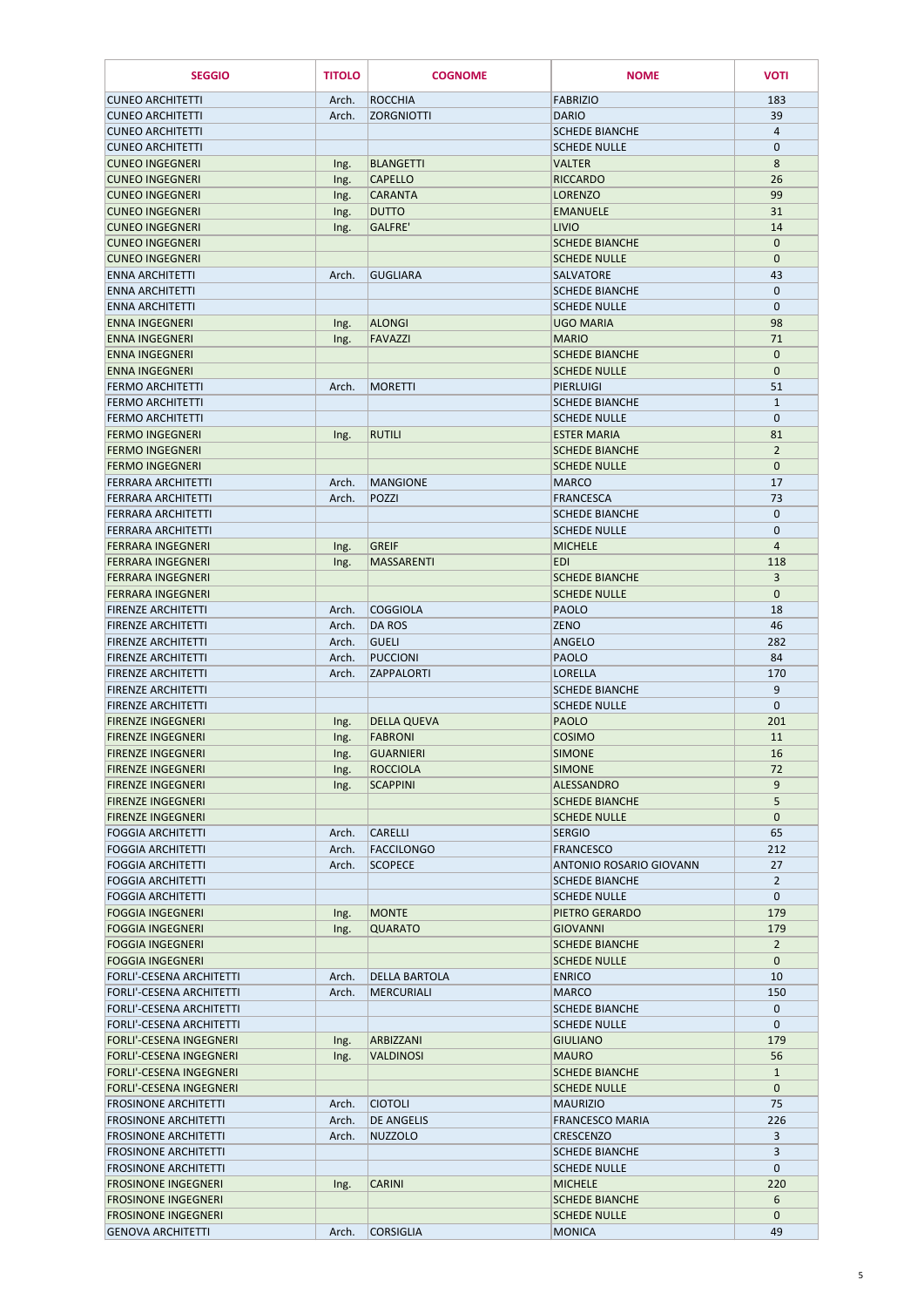| SEGGIO | TITOLO | COGNOME | NOME | VOTI |
|---|---|---|---|---|
| CUNEO ARCHITETTI | Arch. | ROCCHIA | FABRIZIO | 183 |
| CUNEO ARCHITETTI | Arch. | ZORGNIOTTI | DARIO | 39 |
| CUNEO ARCHITETTI | | | SCHEDE BIANCHE | 4 |
| CUNEO ARCHITETTI | | | SCHEDE NULLE | 0 |
| CUNEO INGEGNERI | Ing. | BLANGETTI | VALTER | 8 |
| CUNEO INGEGNERI | Ing. | CAPELLO | RICCARDO | 26 |
| CUNEO INGEGNERI | Ing. | CARANTA | LORENZO | 99 |
| CUNEO INGEGNERI | Ing. | DUTTO | EMANUELE | 31 |
| CUNEO INGEGNERI | Ing. | GALFRE' | LIVIO | 14 |
| CUNEO INGEGNERI | | | SCHEDE BIANCHE | 0 |
| CUNEO INGEGNERI | | | SCHEDE NULLE | 0 |
| ENNA ARCHITETTI | Arch. | GUGLIARA | SALVATORE | 43 |
| ENNA ARCHITETTI | | | SCHEDE BIANCHE | 0 |
| ENNA ARCHITETTI | | | SCHEDE NULLE | 0 |
| ENNA INGEGNERI | Ing. | ALONGI | UGO MARIA | 98 |
| ENNA INGEGNERI | Ing. | FAVAZZI | MARIO | 71 |
| ENNA INGEGNERI | | | SCHEDE BIANCHE | 0 |
| ENNA INGEGNERI | | | SCHEDE NULLE | 0 |
| FERMO ARCHITETTI | Arch. | MORETTI | PIERLUIGI | 51 |
| FERMO ARCHITETTI | | | SCHEDE BIANCHE | 1 |
| FERMO ARCHITETTI | | | SCHEDE NULLE | 0 |
| FERMO INGEGNERI | Ing. | RUTILI | ESTER MARIA | 81 |
| FERMO INGEGNERI | | | SCHEDE BIANCHE | 2 |
| FERMO INGEGNERI | | | SCHEDE NULLE | 0 |
| FERRARA ARCHITETTI | Arch. | MANGIONE | MARCO | 17 |
| FERRARA ARCHITETTI | Arch. | POZZI | FRANCESCA | 73 |
| FERRARA ARCHITETTI | | | SCHEDE BIANCHE | 0 |
| FERRARA ARCHITETTI | | | SCHEDE NULLE | 0 |
| FERRARA INGEGNERI | Ing. | GREIF | MICHELE | 4 |
| FERRARA INGEGNERI | Ing. | MASSARENTI | EDI | 118 |
| FERRARA INGEGNERI | | | SCHEDE BIANCHE | 3 |
| FERRARA INGEGNERI | | | SCHEDE NULLE | 0 |
| FIRENZE ARCHITETTI | Arch. | COGGIOLA | PAOLO | 18 |
| FIRENZE ARCHITETTI | Arch. | DA ROS | ZENO | 46 |
| FIRENZE ARCHITETTI | Arch. | GUELI | ANGELO | 282 |
| FIRENZE ARCHITETTI | Arch. | PUCCIONI | PAOLO | 84 |
| FIRENZE ARCHITETTI | Arch. | ZAPPALORTI | LORELLA | 170 |
| FIRENZE ARCHITETTI | | | SCHEDE BIANCHE | 9 |
| FIRENZE ARCHITETTI | | | SCHEDE NULLE | 0 |
| FIRENZE INGEGNERI | Ing. | DELLA QUEVA | PAOLO | 201 |
| FIRENZE INGEGNERI | Ing. | FABRONI | COSIMO | 11 |
| FIRENZE INGEGNERI | Ing. | GUARNIERI | SIMONE | 16 |
| FIRENZE INGEGNERI | Ing. | ROCCIOLA | SIMONE | 72 |
| FIRENZE INGEGNERI | Ing. | SCAPPINI | ALESSANDRO | 9 |
| FIRENZE INGEGNERI | | | SCHEDE BIANCHE | 5 |
| FIRENZE INGEGNERI | | | SCHEDE NULLE | 0 |
| FOGGIA ARCHITETTI | Arch. | CARELLI | SERGIO | 65 |
| FOGGIA ARCHITETTI | Arch. | FACCILONGO | FRANCESCO | 212 |
| FOGGIA ARCHITETTI | Arch. | SCOPECE | ANTONIO ROSARIO GIOVANN | 27 |
| FOGGIA ARCHITETTI | | | SCHEDE BIANCHE | 2 |
| FOGGIA ARCHITETTI | | | SCHEDE NULLE | 0 |
| FOGGIA INGEGNERI | Ing. | MONTE | PIETRO GERARDO | 179 |
| FOGGIA INGEGNERI | Ing. | QUARATO | GIOVANNI | 179 |
| FOGGIA INGEGNERI | | | SCHEDE BIANCHE | 2 |
| FOGGIA INGEGNERI | | | SCHEDE NULLE | 0 |
| FORLI'-CESENA ARCHITETTI | Arch. | DELLA BARTOLA | ENRICO | 10 |
| FORLI'-CESENA ARCHITETTI | Arch. | MERCURIALI | MARCO | 150 |
| FORLI'-CESENA ARCHITETTI | | | SCHEDE BIANCHE | 0 |
| FORLI'-CESENA ARCHITETTI | | | SCHEDE NULLE | 0 |
| FORLI'-CESENA INGEGNERI | Ing. | ARBIZZANI | GIULIANO | 179 |
| FORLI'-CESENA INGEGNERI | Ing. | VALDINOSI | MAURO | 56 |
| FORLI'-CESENA INGEGNERI | | | SCHEDE BIANCHE | 1 |
| FORLI'-CESENA INGEGNERI | | | SCHEDE NULLE | 0 |
| FROSINONE ARCHITETTI | Arch. | CIOTOLI | MAURIZIO | 75 |
| FROSINONE ARCHITETTI | Arch. | DE ANGELIS | FRANCESCO MARIA | 226 |
| FROSINONE ARCHITETTI | Arch. | NUZZOLO | CRESCENZO | 3 |
| FROSINONE ARCHITETTI | | | SCHEDE BIANCHE | 3 |
| FROSINONE ARCHITETTI | | | SCHEDE NULLE | 0 |
| FROSINONE INGEGNERI | Ing. | CARINI | MICHELE | 220 |
| FROSINONE INGEGNERI | | | SCHEDE BIANCHE | 6 |
| FROSINONE INGEGNERI | | | SCHEDE NULLE | 0 |
| GENOVA ARCHITETTI | Arch. | CORSIGLIA | MONICA | 49 |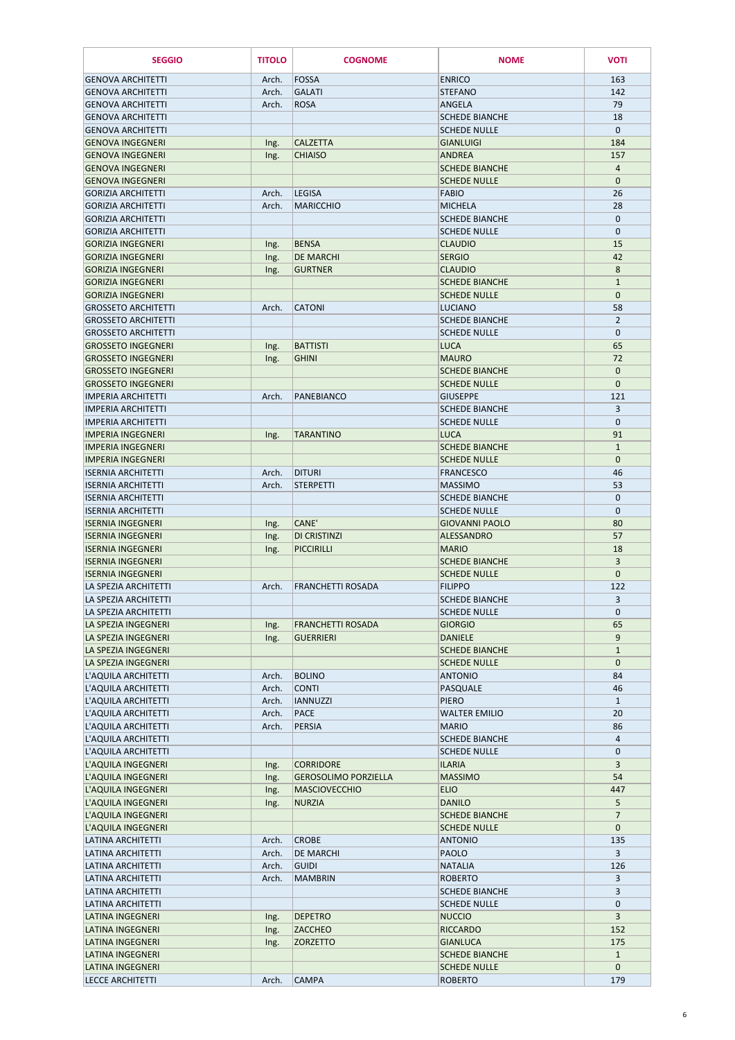| SEGGIO | TITOLO | COGNOME | NOME | VOTI |
|---|---|---|---|---|
| GENOVA ARCHITETTI | Arch. | FOSSA | ENRICO | 163 |
| GENOVA ARCHITETTI | Arch. | GALATI | STEFANO | 142 |
| GENOVA ARCHITETTI | Arch. | ROSA | ANGELA | 79 |
| GENOVA ARCHITETTI | | | SCHEDE BIANCHE | 18 |
| GENOVA ARCHITETTI | | | SCHEDE NULLE | 0 |
| GENOVA INGEGNERI | Ing. | CALZETTA | GIANLUIGI | 184 |
| GENOVA INGEGNERI | Ing. | CHIAISO | ANDREA | 157 |
| GENOVA INGEGNERI | | | SCHEDE BIANCHE | 4 |
| GENOVA INGEGNERI | | | SCHEDE NULLE | 0 |
| GORIZIA ARCHITETTI | Arch. | LEGISA | FABIO | 26 |
| GORIZIA ARCHITETTI | Arch. | MARICCHIO | MICHELA | 28 |
| GORIZIA ARCHITETTI | | | SCHEDE BIANCHE | 0 |
| GORIZIA ARCHITETTI | | | SCHEDE NULLE | 0 |
| GORIZIA INGEGNERI | Ing. | BENSA | CLAUDIO | 15 |
| GORIZIA INGEGNERI | Ing. | DE MARCHI | SERGIO | 42 |
| GORIZIA INGEGNERI | Ing. | GURTNER | CLAUDIO | 8 |
| GORIZIA INGEGNERI | | | SCHEDE BIANCHE | 1 |
| GORIZIA INGEGNERI | | | SCHEDE NULLE | 0 |
| GROSSETO ARCHITETTI | Arch. | CATONI | LUCIANO | 58 |
| GROSSETO ARCHITETTI | | | SCHEDE BIANCHE | 2 |
| GROSSETO ARCHITETTI | | | SCHEDE NULLE | 0 |
| GROSSETO INGEGNERI | Ing. | BATTISTI | LUCA | 65 |
| GROSSETO INGEGNERI | Ing. | GHINI | MAURO | 72 |
| GROSSETO INGEGNERI | | | SCHEDE BIANCHE | 0 |
| GROSSETO INGEGNERI | | | SCHEDE NULLE | 0 |
| IMPERIA ARCHITETTI | Arch. | PANEBIANCO | GIUSEPPE | 121 |
| IMPERIA ARCHITETTI | | | SCHEDE BIANCHE | 3 |
| IMPERIA ARCHITETTI | | | SCHEDE NULLE | 0 |
| IMPERIA INGEGNERI | Ing. | TARANTINO | LUCA | 91 |
| IMPERIA INGEGNERI | | | SCHEDE BIANCHE | 1 |
| IMPERIA INGEGNERI | | | SCHEDE NULLE | 0 |
| ISERNIA ARCHITETTI | Arch. | DITURI | FRANCESCO | 46 |
| ISERNIA ARCHITETTI | Arch. | STERPETTI | MASSIMO | 53 |
| ISERNIA ARCHITETTI | | | SCHEDE BIANCHE | 0 |
| ISERNIA ARCHITETTI | | | SCHEDE NULLE | 0 |
| ISERNIA INGEGNERI | Ing. | CANE' | GIOVANNI PAOLO | 80 |
| ISERNIA INGEGNERI | Ing. | DI CRISTINZI | ALESSANDRO | 57 |
| ISERNIA INGEGNERI | Ing. | PICCIRILLI | MARIO | 18 |
| ISERNIA INGEGNERI | | | SCHEDE BIANCHE | 3 |
| ISERNIA INGEGNERI | | | SCHEDE NULLE | 0 |
| LA SPEZIA ARCHITETTI | Arch. | FRANCHETTI ROSADA | FILIPPO | 122 |
| LA SPEZIA ARCHITETTI | | | SCHEDE BIANCHE | 3 |
| LA SPEZIA ARCHITETTI | | | SCHEDE NULLE | 0 |
| LA SPEZIA INGEGNERI | Ing. | FRANCHETTI ROSADA | GIORGIO | 65 |
| LA SPEZIA INGEGNERI | Ing. | GUERRIERI | DANIELE | 9 |
| LA SPEZIA INGEGNERI | | | SCHEDE BIANCHE | 1 |
| LA SPEZIA INGEGNERI | | | SCHEDE NULLE | 0 |
| L'AQUILA ARCHITETTI | Arch. | BOLINO | ANTONIO | 84 |
| L'AQUILA ARCHITETTI | Arch. | CONTI | PASQUALE | 46 |
| L'AQUILA ARCHITETTI | Arch. | IANNUZZI | PIERO | 1 |
| L'AQUILA ARCHITETTI | Arch. | PACE | WALTER EMILIO | 20 |
| L'AQUILA ARCHITETTI | Arch. | PERSIA | MARIO | 86 |
| L'AQUILA ARCHITETTI | | | SCHEDE BIANCHE | 4 |
| L'AQUILA ARCHITETTI | | | SCHEDE NULLE | 0 |
| L'AQUILA INGEGNERI | Ing. | CORRIDORE | ILARIA | 3 |
| L'AQUILA INGEGNERI | Ing. | GEROSOLIMO PORZIELLA | MASSIMO | 54 |
| L'AQUILA INGEGNERI | Ing. | MASCIOVECCHIO | ELIO | 447 |
| L'AQUILA INGEGNERI | Ing. | NURZIA | DANILO | 5 |
| L'AQUILA INGEGNERI | | | SCHEDE BIANCHE | 7 |
| L'AQUILA INGEGNERI | | | SCHEDE NULLE | 0 |
| LATINA ARCHITETTI | Arch. | CROBE | ANTONIO | 135 |
| LATINA ARCHITETTI | Arch. | DE MARCHI | PAOLO | 3 |
| LATINA ARCHITETTI | Arch. | GUIDI | NATALIA | 126 |
| LATINA ARCHITETTI | Arch. | MAMBRIN | ROBERTO | 3 |
| LATINA ARCHITETTI | | | SCHEDE BIANCHE | 3 |
| LATINA ARCHITETTI | | | SCHEDE NULLE | 0 |
| LATINA INGEGNERI | Ing. | DEPETRO | NUCCIO | 3 |
| LATINA INGEGNERI | Ing. | ZACCHEO | RICCARDO | 152 |
| LATINA INGEGNERI | Ing. | ZORZETTO | GIANLUCA | 175 |
| LATINA INGEGNERI | | | SCHEDE BIANCHE | 1 |
| LATINA INGEGNERI | | | SCHEDE NULLE | 0 |
| LECCE ARCHITETTI | Arch. | CAMPA | ROBERTO | 179 |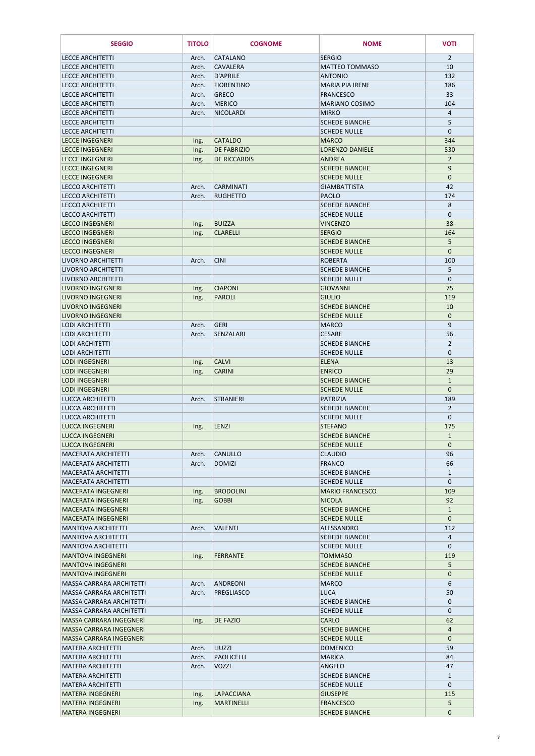| SEGGIO | TITOLO | COGNOME | NOME | VOTI |
|---|---|---|---|---|
| LECCE ARCHITETTI | Arch. | CATALANO | SERGIO | 2 |
| LECCE ARCHITETTI | Arch. | CAVALERA | MATTEO TOMMASO | 10 |
| LECCE ARCHITETTI | Arch. | D'APRILE | ANTONIO | 132 |
| LECCE ARCHITETTI | Arch. | FIORENTINO | MARIA PIA IRENE | 186 |
| LECCE ARCHITETTI | Arch. | GRECO | FRANCESCO | 33 |
| LECCE ARCHITETTI | Arch. | MERICO | MARIANO COSIMO | 104 |
| LECCE ARCHITETTI | Arch. | NICOLARDI | MIRKO | 4 |
| LECCE ARCHITETTI | | | SCHEDE BIANCHE | 5 |
| LECCE ARCHITETTI | | | SCHEDE NULLE | 0 |
| LECCE INGEGNERI | Ing. | CATALDO | MARCO | 344 |
| LECCE INGEGNERI | Ing. | DE FABRIZIO | LORENZO DANIELE | 530 |
| LECCE INGEGNERI | Ing. | DE RICCARDIS | ANDREA | 2 |
| LECCE INGEGNERI | | | SCHEDE BIANCHE | 9 |
| LECCE INGEGNERI | | | SCHEDE NULLE | 0 |
| LECCO ARCHITETTI | Arch. | CARMINATI | GIAMBATTISTA | 42 |
| LECCO ARCHITETTI | Arch. | RUGHETTO | PAOLO | 174 |
| LECCO ARCHITETTI | | | SCHEDE BIANCHE | 8 |
| LECCO ARCHITETTI | | | SCHEDE NULLE | 0 |
| LECCO INGEGNERI | Ing. | BUIZZA | VINCENZO | 38 |
| LECCO INGEGNERI | Ing. | CLARELLI | SERGIO | 164 |
| LECCO INGEGNERI | | | SCHEDE BIANCHE | 5 |
| LECCO INGEGNERI | | | SCHEDE NULLE | 0 |
| LIVORNO ARCHITETTI | Arch. | CINI | ROBERTA | 100 |
| LIVORNO ARCHITETTI | | | SCHEDE BIANCHE | 5 |
| LIVORNO ARCHITETTI | | | SCHEDE NULLE | 0 |
| LIVORNO INGEGNERI | Ing. | CIAPONI | GIOVANNI | 75 |
| LIVORNO INGEGNERI | Ing. | PAROLI | GIULIO | 119 |
| LIVORNO INGEGNERI | | | SCHEDE BIANCHE | 10 |
| LIVORNO INGEGNERI | | | SCHEDE NULLE | 0 |
| LODI ARCHITETTI | Arch. | GERI | MARCO | 9 |
| LODI ARCHITETTI | Arch. | SENZALARI | CESARE | 56 |
| LODI ARCHITETTI | | | SCHEDE BIANCHE | 2 |
| LODI ARCHITETTI | | | SCHEDE NULLE | 0 |
| LODI INGEGNERI | Ing. | CALVI | ELENA | 13 |
| LODI INGEGNERI | Ing. | CARINI | ENRICO | 29 |
| LODI INGEGNERI | | | SCHEDE BIANCHE | 1 |
| LODI INGEGNERI | | | SCHEDE NULLE | 0 |
| LUCCA ARCHITETTI | Arch. | STRANIERI | PATRIZIA | 189 |
| LUCCA ARCHITETTI | | | SCHEDE BIANCHE | 2 |
| LUCCA ARCHITETTI | | | SCHEDE NULLE | 0 |
| LUCCA INGEGNERI | Ing. | LENZI | STEFANO | 175 |
| LUCCA INGEGNERI | | | SCHEDE BIANCHE | 1 |
| LUCCA INGEGNERI | | | SCHEDE NULLE | 0 |
| MACERATA ARCHITETTI | Arch. | CANULLO | CLAUDIO | 96 |
| MACERATA ARCHITETTI | Arch. | DOMIZI | FRANCO | 66 |
| MACERATA ARCHITETTI | | | SCHEDE BIANCHE | 1 |
| MACERATA ARCHITETTI | | | SCHEDE NULLE | 0 |
| MACERATA INGEGNERI | Ing. | BRODOLINI | MARIO FRANCESCO | 109 |
| MACERATA INGEGNERI | Ing. | GOBBI | NICOLA | 92 |
| MACERATA INGEGNERI | | | SCHEDE BIANCHE | 1 |
| MACERATA INGEGNERI | | | SCHEDE NULLE | 0 |
| MANTOVA ARCHITETTI | Arch. | VALENTI | ALESSANDRO | 112 |
| MANTOVA ARCHITETTI | | | SCHEDE BIANCHE | 4 |
| MANTOVA ARCHITETTI | | | SCHEDE NULLE | 0 |
| MANTOVA INGEGNERI | Ing. | FERRANTE | TOMMASO | 119 |
| MANTOVA INGEGNERI | | | SCHEDE BIANCHE | 5 |
| MANTOVA INGEGNERI | | | SCHEDE NULLE | 0 |
| MASSA CARRARA ARCHITETTI | Arch. | ANDREONI | MARCO | 6 |
| MASSA CARRARA ARCHITETTI | Arch. | PREGLIASCO | LUCA | 50 |
| MASSA CARRARA ARCHITETTI | | | SCHEDE BIANCHE | 0 |
| MASSA CARRARA ARCHITETTI | | | SCHEDE NULLE | 0 |
| MASSA CARRARA INGEGNERI | Ing. | DE FAZIO | CARLO | 62 |
| MASSA CARRARA INGEGNERI | | | SCHEDE BIANCHE | 4 |
| MASSA CARRARA INGEGNERI | | | SCHEDE NULLE | 0 |
| MATERA ARCHITETTI | Arch. | LIUZZI | DOMENICO | 59 |
| MATERA ARCHITETTI | Arch. | PAOLICELLI | MARICA | 84 |
| MATERA ARCHITETTI | Arch. | VOZZI | ANGELO | 47 |
| MATERA ARCHITETTI | | | SCHEDE BIANCHE | 1 |
| MATERA ARCHITETTI | | | SCHEDE NULLE | 0 |
| MATERA INGEGNERI | Ing. | LAPACCIANA | GIUSEPPE | 115 |
| MATERA INGEGNERI | Ing. | MARTINELLI | FRANCESCO | 5 |
| MATERA INGEGNERI | | | SCHEDE BIANCHE | 0 |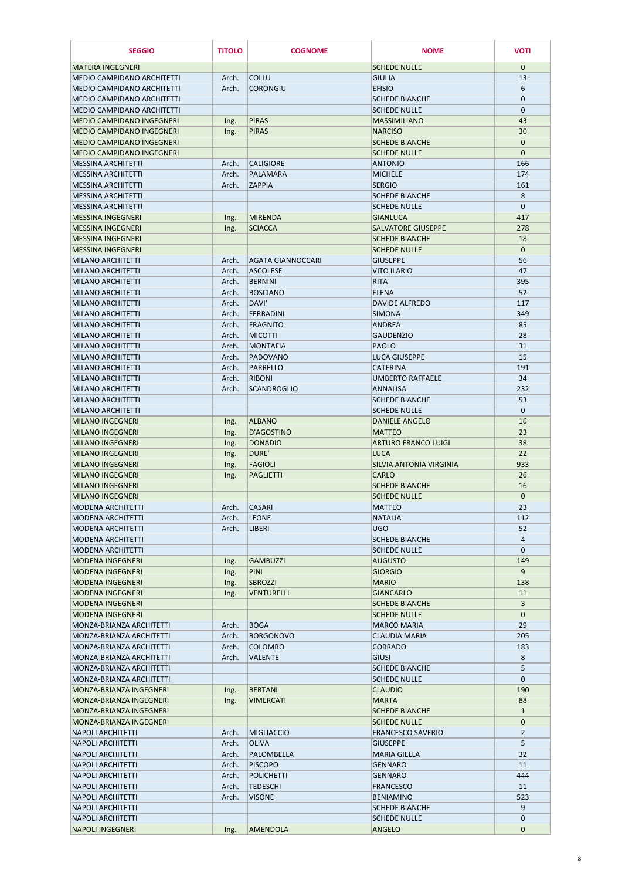| SEGGIO | TITOLO | COGNOME | NOME | VOTI |
|---|---|---|---|---|
| MATERA INGEGNERI | | | SCHEDE NULLE | 0 |
| MEDIO CAMPIDANO ARCHITETTI | Arch. | COLLU | GIULIA | 13 |
| MEDIO CAMPIDANO ARCHITETTI | Arch. | CORONGIU | EFISIO | 6 |
| MEDIO CAMPIDANO ARCHITETTI | | | SCHEDE BIANCHE | 0 |
| MEDIO CAMPIDANO ARCHITETTI | | | SCHEDE NULLE | 0 |
| MEDIO CAMPIDANO INGEGNERI | Ing. | PIRAS | MASSIMILIANO | 43 |
| MEDIO CAMPIDANO INGEGNERI | Ing. | PIRAS | NARCISO | 30 |
| MEDIO CAMPIDANO INGEGNERI | | | SCHEDE BIANCHE | 0 |
| MEDIO CAMPIDANO INGEGNERI | | | SCHEDE NULLE | 0 |
| MESSINA ARCHITETTI | Arch. | CALIGIORE | ANTONIO | 166 |
| MESSINA ARCHITETTI | Arch. | PALAMARA | MICHELE | 174 |
| MESSINA ARCHITETTI | Arch. | ZAPPIA | SERGIO | 161 |
| MESSINA ARCHITETTI | | | SCHEDE BIANCHE | 8 |
| MESSINA ARCHITETTI | | | SCHEDE NULLE | 0 |
| MESSINA INGEGNERI | Ing. | MIRENDA | GIANLUCA | 417 |
| MESSINA INGEGNERI | Ing. | SCIACCA | SALVATORE GIUSEPPE | 278 |
| MESSINA INGEGNERI | | | SCHEDE BIANCHE | 18 |
| MESSINA INGEGNERI | | | SCHEDE NULLE | 0 |
| MILANO ARCHITETTI | Arch. | AGATA GIANNOCCARI | GIUSEPPE | 56 |
| MILANO ARCHITETTI | Arch. | ASCOLESE | VITO ILARIO | 47 |
| MILANO ARCHITETTI | Arch. | BERNINI | RITA | 395 |
| MILANO ARCHITETTI | Arch. | BOSCIANO | ELENA | 52 |
| MILANO ARCHITETTI | Arch. | DAVI' | DAVIDE ALFREDO | 117 |
| MILANO ARCHITETTI | Arch. | FERRADINI | SIMONA | 349 |
| MILANO ARCHITETTI | Arch. | FRAGNITO | ANDREA | 85 |
| MILANO ARCHITETTI | Arch. | MICOTTI | GAUDENZIO | 28 |
| MILANO ARCHITETTI | Arch. | MONTAFIA | PAOLO | 31 |
| MILANO ARCHITETTI | Arch. | PADOVANO | LUCA GIUSEPPE | 15 |
| MILANO ARCHITETTI | Arch. | PARRELLO | CATERINA | 191 |
| MILANO ARCHITETTI | Arch. | RIBONI | UMBERTO RAFFAELE | 34 |
| MILANO ARCHITETTI | Arch. | SCANDROGLIO | ANNALISA | 232 |
| MILANO ARCHITETTI | | | SCHEDE BIANCHE | 53 |
| MILANO ARCHITETTI | | | SCHEDE NULLE | 0 |
| MILANO INGEGNERI | Ing. | ALBANO | DANIELE ANGELO | 16 |
| MILANO INGEGNERI | Ing. | D'AGOSTINO | MATTEO | 23 |
| MILANO INGEGNERI | Ing. | DONADIO | ARTURO FRANCO LUIGI | 38 |
| MILANO INGEGNERI | Ing. | DURE' | LUCA | 22 |
| MILANO INGEGNERI | Ing. | FAGIOLI | SILVIA ANTONIA VIRGINIA | 933 |
| MILANO INGEGNERI | Ing. | PAGLIETTI | CARLO | 26 |
| MILANO INGEGNERI | | | SCHEDE BIANCHE | 16 |
| MILANO INGEGNERI | | | SCHEDE NULLE | 0 |
| MODENA ARCHITETTI | Arch. | CASARI | MATTEO | 23 |
| MODENA ARCHITETTI | Arch. | LEONE | NATALIA | 112 |
| MODENA ARCHITETTI | Arch. | LIBERI | UGO | 52 |
| MODENA ARCHITETTI | | | SCHEDE BIANCHE | 4 |
| MODENA ARCHITETTI | | | SCHEDE NULLE | 0 |
| MODENA INGEGNERI | Ing. | GAMBUZZI | AUGUSTO | 149 |
| MODENA INGEGNERI | Ing. | PINI | GIORGIO | 9 |
| MODENA INGEGNERI | Ing. | SBROZZI | MARIO | 138 |
| MODENA INGEGNERI | Ing. | VENTURELLI | GIANCARLO | 11 |
| MODENA INGEGNERI | | | SCHEDE BIANCHE | 3 |
| MODENA INGEGNERI | | | SCHEDE NULLE | 0 |
| MONZA-BRIANZA ARCHITETTI | Arch. | BOGA | MARCO MARIA | 29 |
| MONZA-BRIANZA ARCHITETTI | Arch. | BORGONOVO | CLAUDIA MARIA | 205 |
| MONZA-BRIANZA ARCHITETTI | Arch. | COLOMBO | CORRADO | 183 |
| MONZA-BRIANZA ARCHITETTI | Arch. | VALENTE | GIUSI | 8 |
| MONZA-BRIANZA ARCHITETTI | | | SCHEDE BIANCHE | 5 |
| MONZA-BRIANZA ARCHITETTI | | | SCHEDE NULLE | 0 |
| MONZA-BRIANZA INGEGNERI | Ing. | BERTANI | CLAUDIO | 190 |
| MONZA-BRIANZA INGEGNERI | Ing. | VIMERCATI | MARTA | 88 |
| MONZA-BRIANZA INGEGNERI | | | SCHEDE BIANCHE | 1 |
| MONZA-BRIANZA INGEGNERI | | | SCHEDE NULLE | 0 |
| NAPOLI ARCHITETTI | Arch. | MIGLIACCIO | FRANCESCO SAVERIO | 2 |
| NAPOLI ARCHITETTI | Arch. | OLIVA | GIUSEPPE | 5 |
| NAPOLI ARCHITETTI | Arch. | PALOMBELLA | MARIA GIELLA | 32 |
| NAPOLI ARCHITETTI | Arch. | PISCOPO | GENNARO | 11 |
| NAPOLI ARCHITETTI | Arch. | POLICHETTI | GENNARO | 444 |
| NAPOLI ARCHITETTI | Arch. | TEDESCHI | FRANCESCO | 11 |
| NAPOLI ARCHITETTI | Arch. | VISONE | BENIAMINO | 523 |
| NAPOLI ARCHITETTI | | | SCHEDE BIANCHE | 9 |
| NAPOLI ARCHITETTI | | | SCHEDE NULLE | 0 |
| NAPOLI INGEGNERI | Ing. | AMENDOLA | ANGELO | 0 |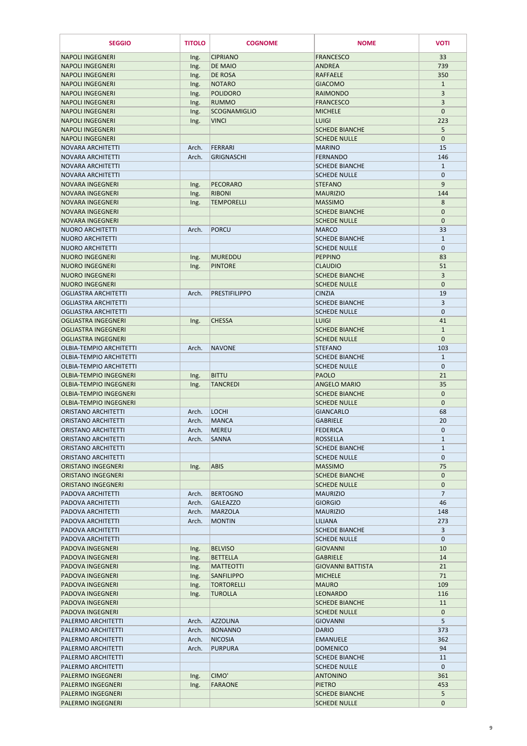| SEGGIO | TITOLO | COGNOME | NOME | VOTI |
|---|---|---|---|---|
| NAPOLI INGEGNERI | Ing. | CIPRIANO | FRANCESCO | 33 |
| NAPOLI INGEGNERI | Ing. | DE MAIO | ANDREA | 739 |
| NAPOLI INGEGNERI | Ing. | DE ROSA | RAFFAELE | 350 |
| NAPOLI INGEGNERI | Ing. | NOTARO | GIACOMO | 1 |
| NAPOLI INGEGNERI | Ing. | POLIDORO | RAIMONDO | 3 |
| NAPOLI INGEGNERI | Ing. | RUMMO | FRANCESCO | 3 |
| NAPOLI INGEGNERI | Ing. | SCOGNAMIGLIO | MICHELE | 0 |
| NAPOLI INGEGNERI | Ing. | VINCI | LUIGI | 223 |
| NAPOLI INGEGNERI | | | SCHEDE BIANCHE | 5 |
| NAPOLI INGEGNERI | | | SCHEDE NULLE | 0 |
| NOVARA ARCHITETTI | Arch. | FERRARI | MARINO | 15 |
| NOVARA ARCHITETTI | Arch. | GRIGNASCHI | FERNANDO | 146 |
| NOVARA ARCHITETTI | | | SCHEDE BIANCHE | 1 |
| NOVARA ARCHITETTI | | | SCHEDE NULLE | 0 |
| NOVARA INGEGNERI | Ing. | PECORARO | STEFANO | 9 |
| NOVARA INGEGNERI | Ing. | RIBONI | MAURIZIO | 144 |
| NOVARA INGEGNERI | Ing. | TEMPORELLI | MASSIMO | 8 |
| NOVARA INGEGNERI | | | SCHEDE BIANCHE | 0 |
| NOVARA INGEGNERI | | | SCHEDE NULLE | 0 |
| NUORO ARCHITETTI | Arch. | PORCU | MARCO | 33 |
| NUORO ARCHITETTI | | | SCHEDE BIANCHE | 1 |
| NUORO ARCHITETTI | | | SCHEDE NULLE | 0 |
| NUORO INGEGNERI | Ing. | MUREDDU | PEPPINO | 83 |
| NUORO INGEGNERI | Ing. | PINTORE | CLAUDIO | 51 |
| NUORO INGEGNERI | | | SCHEDE BIANCHE | 3 |
| NUORO INGEGNERI | | | SCHEDE NULLE | 0 |
| OGLIASTRA ARCHITETTI | Arch. | PRESTIFILIPPO | CINZIA | 19 |
| OGLIASTRA ARCHITETTI | | | SCHEDE BIANCHE | 3 |
| OGLIASTRA ARCHITETTI | | | SCHEDE NULLE | 0 |
| OGLIASTRA INGEGNERI | Ing. | CHESSA | LUIGI | 41 |
| OGLIASTRA INGEGNERI | | | SCHEDE BIANCHE | 1 |
| OGLIASTRA INGEGNERI | | | SCHEDE NULLE | 0 |
| OLBIA-TEMPIO ARCHITETTI | Arch. | NAVONE | STEFANO | 103 |
| OLBIA-TEMPIO ARCHITETTI | | | SCHEDE BIANCHE | 1 |
| OLBIA-TEMPIO ARCHITETTI | | | SCHEDE NULLE | 0 |
| OLBIA-TEMPIO INGEGNERI | Ing. | BITTU | PAOLO | 21 |
| OLBIA-TEMPIO INGEGNERI | Ing. | TANCREDI | ANGELO MARIO | 35 |
| OLBIA-TEMPIO INGEGNERI | | | SCHEDE BIANCHE | 0 |
| OLBIA-TEMPIO INGEGNERI | | | SCHEDE NULLE | 0 |
| ORISTANO ARCHITETTI | Arch. | LOCHI | GIANCARLO | 68 |
| ORISTANO ARCHITETTI | Arch. | MANCA | GABRIELE | 20 |
| ORISTANO ARCHITETTI | Arch. | MEREU | FEDERICA | 0 |
| ORISTANO ARCHITETTI | Arch. | SANNA | ROSSELLA | 1 |
| ORISTANO ARCHITETTI | | | SCHEDE BIANCHE | 1 |
| ORISTANO ARCHITETTI | | | SCHEDE NULLE | 0 |
| ORISTANO INGEGNERI | Ing. | ABIS | MASSIMO | 75 |
| ORISTANO INGEGNERI | | | SCHEDE BIANCHE | 0 |
| ORISTANO INGEGNERI | | | SCHEDE NULLE | 0 |
| PADOVA ARCHITETTI | Arch. | BERTOGNO | MAURIZIO | 7 |
| PADOVA ARCHITETTI | Arch. | GALEAZZO | GIORGIO | 46 |
| PADOVA ARCHITETTI | Arch. | MARZOLA | MAURIZIO | 148 |
| PADOVA ARCHITETTI | Arch. | MONTIN | LILIANA | 273 |
| PADOVA ARCHITETTI | | | SCHEDE BIANCHE | 3 |
| PADOVA ARCHITETTI | | | SCHEDE NULLE | 0 |
| PADOVA INGEGNERI | Ing. | BELVISO | GIOVANNI | 10 |
| PADOVA INGEGNERI | Ing. | BETTELLA | GABRIELE | 14 |
| PADOVA INGEGNERI | Ing. | MATTEOTTI | GIOVANNI BATTISTA | 21 |
| PADOVA INGEGNERI | Ing. | SANFILIPPO | MICHELE | 71 |
| PADOVA INGEGNERI | Ing. | TORTORELLI | MAURO | 109 |
| PADOVA INGEGNERI | Ing. | TUROLLA | LEONARDO | 116 |
| PADOVA INGEGNERI | | | SCHEDE BIANCHE | 11 |
| PADOVA INGEGNERI | | | SCHEDE NULLE | 0 |
| PALERMO ARCHITETTI | Arch. | AZZOLINA | GIOVANNI | 5 |
| PALERMO ARCHITETTI | Arch. | BONANNO | DARIO | 373 |
| PALERMO ARCHITETTI | Arch. | NICOSIA | EMANUELE | 362 |
| PALERMO ARCHITETTI | Arch. | PURPURA | DOMENICO | 94 |
| PALERMO ARCHITETTI | | | SCHEDE BIANCHE | 11 |
| PALERMO ARCHITETTI | | | SCHEDE NULLE | 0 |
| PALERMO INGEGNERI | Ing. | CIMO' | ANTONINO | 361 |
| PALERMO INGEGNERI | Ing. | FARAONE | PIETRO | 453 |
| PALERMO INGEGNERI | | | SCHEDE BIANCHE | 5 |
| PALERMO INGEGNERI | | | SCHEDE NULLE | 0 |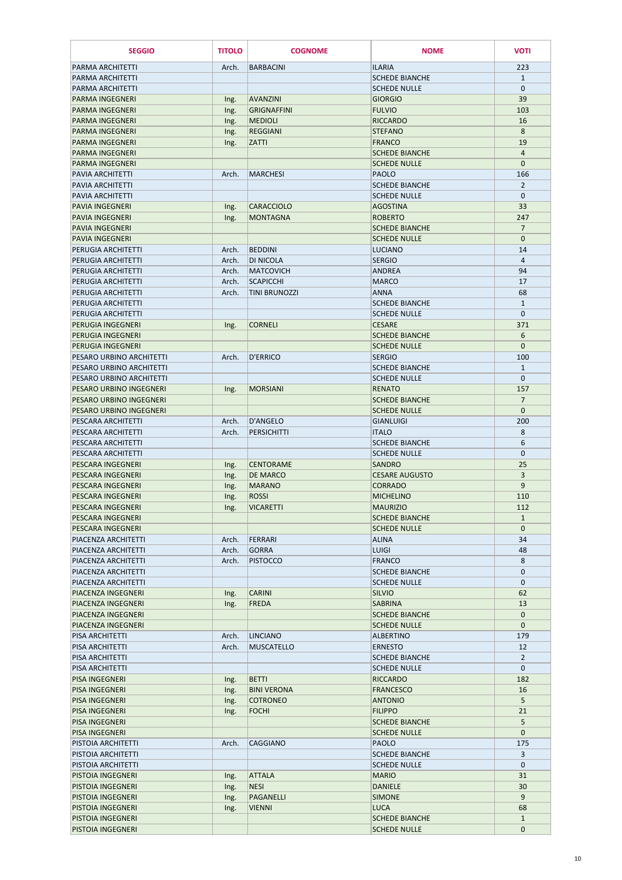| SEGGIO | TITOLO | COGNOME | NOME | VOTI |
|---|---|---|---|---|
| PARMA ARCHITETTI | Arch. | BARBACINI | ILARIA | 223 |
| PARMA ARCHITETTI | | | SCHEDE BIANCHE | 1 |
| PARMA ARCHITETTI | | | SCHEDE NULLE | 0 |
| PARMA INGEGNERI | Ing. | AVANZINI | GIORGIO | 39 |
| PARMA INGEGNERI | Ing. | GRIGNAFFINI | FULVIO | 103 |
| PARMA INGEGNERI | Ing. | MEDIOLI | RICCARDO | 16 |
| PARMA INGEGNERI | Ing. | REGGIANI | STEFANO | 8 |
| PARMA INGEGNERI | Ing. | ZATTI | FRANCO | 19 |
| PARMA INGEGNERI | | | SCHEDE BIANCHE | 4 |
| PARMA INGEGNERI | | | SCHEDE NULLE | 0 |
| PAVIA ARCHITETTI | Arch. | MARCHESI | PAOLO | 166 |
| PAVIA ARCHITETTI | | | SCHEDE BIANCHE | 2 |
| PAVIA ARCHITETTI | | | SCHEDE NULLE | 0 |
| PAVIA INGEGNERI | Ing. | CARACCIOLO | AGOSTINA | 33 |
| PAVIA INGEGNERI | Ing. | MONTAGNA | ROBERTO | 247 |
| PAVIA INGEGNERI | | | SCHEDE BIANCHE | 7 |
| PAVIA INGEGNERI | | | SCHEDE NULLE | 0 |
| PERUGIA ARCHITETTI | Arch. | BEDDINI | LUCIANO | 14 |
| PERUGIA ARCHITETTI | Arch. | DI NICOLA | SERGIO | 4 |
| PERUGIA ARCHITETTI | Arch. | MATCOVICH | ANDREA | 94 |
| PERUGIA ARCHITETTI | Arch. | SCAPICCHI | MARCO | 17 |
| PERUGIA ARCHITETTI | Arch. | TINI BRUNOZZI | ANNA | 68 |
| PERUGIA ARCHITETTI | | | SCHEDE BIANCHE | 1 |
| PERUGIA ARCHITETTI | | | SCHEDE NULLE | 0 |
| PERUGIA INGEGNERI | Ing. | CORNELI | CESARE | 371 |
| PERUGIA INGEGNERI | | | SCHEDE BIANCHE | 6 |
| PERUGIA INGEGNERI | | | SCHEDE NULLE | 0 |
| PESARO URBINO ARCHITETTI | Arch. | D'ERRICO | SERGIO | 100 |
| PESARO URBINO ARCHITETTI | | | SCHEDE BIANCHE | 1 |
| PESARO URBINO ARCHITETTI | | | SCHEDE NULLE | 0 |
| PESARO URBINO INGEGNERI | Ing. | MORSIANI | RENATO | 157 |
| PESARO URBINO INGEGNERI | | | SCHEDE BIANCHE | 7 |
| PESARO URBINO INGEGNERI | | | SCHEDE NULLE | 0 |
| PESCARA ARCHITETTI | Arch. | D'ANGELO | GIANLUIGI | 200 |
| PESCARA ARCHITETTI | Arch. | PERSICHITTI | ITALO | 8 |
| PESCARA ARCHITETTI | | | SCHEDE BIANCHE | 6 |
| PESCARA ARCHITETTI | | | SCHEDE NULLE | 0 |
| PESCARA INGEGNERI | Ing. | CENTORAME | SANDRO | 25 |
| PESCARA INGEGNERI | Ing. | DE MARCO | CESARE AUGUSTO | 3 |
| PESCARA INGEGNERI | Ing. | MARANO | CORRADO | 9 |
| PESCARA INGEGNERI | Ing. | ROSSI | MICHELINO | 110 |
| PESCARA INGEGNERI | Ing. | VICARETTI | MAURIZIO | 112 |
| PESCARA INGEGNERI | | | SCHEDE BIANCHE | 1 |
| PESCARA INGEGNERI | | | SCHEDE NULLE | 0 |
| PIACENZA ARCHITETTI | Arch. | FERRARI | ALINA | 34 |
| PIACENZA ARCHITETTI | Arch. | GORRA | LUIGI | 48 |
| PIACENZA ARCHITETTI | Arch. | PISTOCCO | FRANCO | 8 |
| PIACENZA ARCHITETTI | | | SCHEDE BIANCHE | 0 |
| PIACENZA ARCHITETTI | | | SCHEDE NULLE | 0 |
| PIACENZA INGEGNERI | Ing. | CARINI | SILVIO | 62 |
| PIACENZA INGEGNERI | Ing. | FREDA | SABRINA | 13 |
| PIACENZA INGEGNERI | | | SCHEDE BIANCHE | 0 |
| PIACENZA INGEGNERI | | | SCHEDE NULLE | 0 |
| PISA ARCHITETTI | Arch. | LINCIANO | ALBERTINO | 179 |
| PISA ARCHITETTI | Arch. | MUSCATELLO | ERNESTO | 12 |
| PISA ARCHITETTI | | | SCHEDE BIANCHE | 2 |
| PISA ARCHITETTI | | | SCHEDE NULLE | 0 |
| PISA INGEGNERI | Ing. | BETTI | RICCARDO | 182 |
| PISA INGEGNERI | Ing. | BINI VERONA | FRANCESCO | 16 |
| PISA INGEGNERI | Ing. | COTRONEO | ANTONIO | 5 |
| PISA INGEGNERI | Ing. | FOCHI | FILIPPO | 21 |
| PISA INGEGNERI | | | SCHEDE BIANCHE | 5 |
| PISA INGEGNERI | | | SCHEDE NULLE | 0 |
| PISTOIA ARCHITETTI | Arch. | CAGGIANO | PAOLO | 175 |
| PISTOIA ARCHITETTI | | | SCHEDE BIANCHE | 3 |
| PISTOIA ARCHITETTI | | | SCHEDE NULLE | 0 |
| PISTOIA INGEGNERI | Ing. | ATTALA | MARIO | 31 |
| PISTOIA INGEGNERI | Ing. | NESI | DANIELE | 30 |
| PISTOIA INGEGNERI | Ing. | PAGANELLI | SIMONE | 9 |
| PISTOIA INGEGNERI | Ing. | VIENNI | LUCA | 68 |
| PISTOIA INGEGNERI | | | SCHEDE BIANCHE | 1 |
| PISTOIA INGEGNERI | | | SCHEDE NULLE | 0 |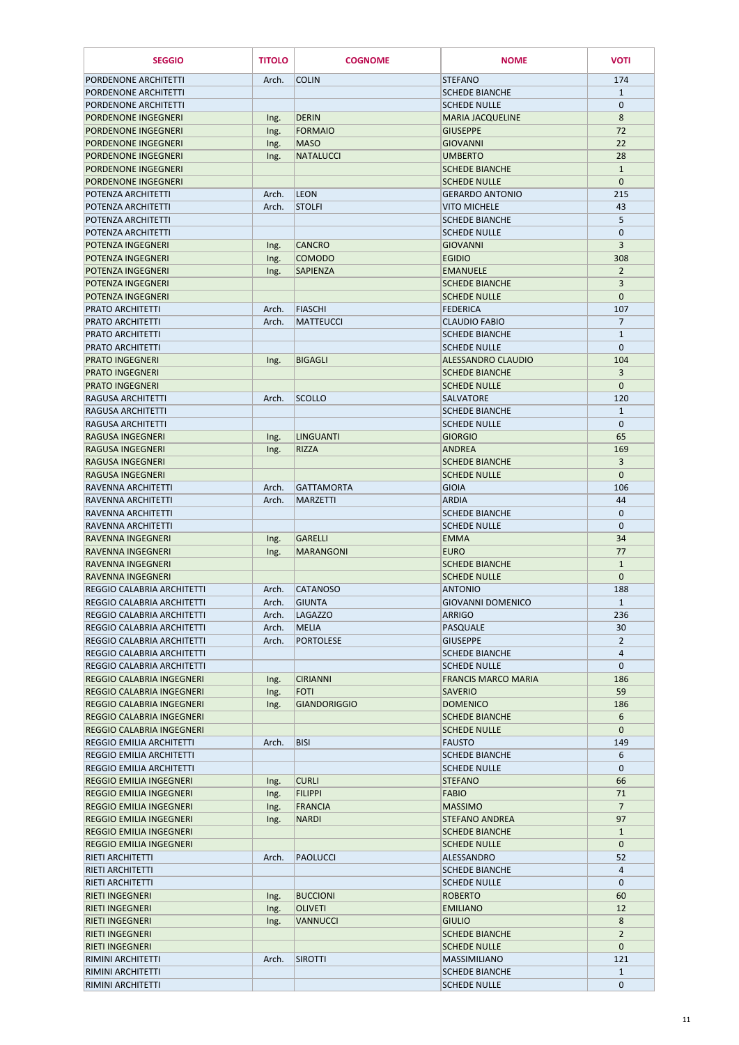| SEGGIO | TITOLO | COGNOME | NOME | VOTI |
|---|---|---|---|---|
| PORDENONE ARCHITETTI | Arch. | COLIN | STEFANO | 174 |
| PORDENONE ARCHITETTI | | | SCHEDE BIANCHE | 1 |
| PORDENONE ARCHITETTI | | | SCHEDE NULLE | 0 |
| PORDENONE INGEGNERI | Ing. | DERIN | MARIA JACQUELINE | 8 |
| PORDENONE INGEGNERI | Ing. | FORMAIO | GIUSEPPE | 72 |
| PORDENONE INGEGNERI | Ing. | MASO | GIOVANNI | 22 |
| PORDENONE INGEGNERI | Ing. | NATALUCCI | UMBERTO | 28 |
| PORDENONE INGEGNERI | | | SCHEDE BIANCHE | 1 |
| PORDENONE INGEGNERI | | | SCHEDE NULLE | 0 |
| POTENZA ARCHITETTI | Arch. | LEON | GERARDO ANTONIO | 215 |
| POTENZA ARCHITETTI | Arch. | STOLFI | VITO MICHELE | 43 |
| POTENZA ARCHITETTI | | | SCHEDE BIANCHE | 5 |
| POTENZA ARCHITETTI | | | SCHEDE NULLE | 0 |
| POTENZA INGEGNERI | Ing. | CANCRO | GIOVANNI | 3 |
| POTENZA INGEGNERI | Ing. | COMODO | EGIDIO | 308 |
| POTENZA INGEGNERI | Ing. | SAPIENZA | EMANUELE | 2 |
| POTENZA INGEGNERI | | | SCHEDE BIANCHE | 3 |
| POTENZA INGEGNERI | | | SCHEDE NULLE | 0 |
| PRATO ARCHITETTI | Arch. | FIASCHI | FEDERICA | 107 |
| PRATO ARCHITETTI | Arch. | MATTEUCCI | CLAUDIO FABIO | 7 |
| PRATO ARCHITETTI | | | SCHEDE BIANCHE | 1 |
| PRATO ARCHITETTI | | | SCHEDE NULLE | 0 |
| PRATO INGEGNERI | Ing. | BIGAGLI | ALESSANDRO CLAUDIO | 104 |
| PRATO INGEGNERI | | | SCHEDE BIANCHE | 3 |
| PRATO INGEGNERI | | | SCHEDE NULLE | 0 |
| RAGUSA ARCHITETTI | Arch. | SCOLLO | SALVATORE | 120 |
| RAGUSA ARCHITETTI | | | SCHEDE BIANCHE | 1 |
| RAGUSA ARCHITETTI | | | SCHEDE NULLE | 0 |
| RAGUSA INGEGNERI | Ing. | LINGUANTI | GIORGIO | 65 |
| RAGUSA INGEGNERI | Ing. | RIZZA | ANDREA | 169 |
| RAGUSA INGEGNERI | | | SCHEDE BIANCHE | 3 |
| RAGUSA INGEGNERI | | | SCHEDE NULLE | 0 |
| RAVENNA ARCHITETTI | Arch. | GATTAMORTA | GIOIA | 106 |
| RAVENNA ARCHITETTI | Arch. | MARZETTI | ARDIA | 44 |
| RAVENNA ARCHITETTI | | | SCHEDE BIANCHE | 0 |
| RAVENNA ARCHITETTI | | | SCHEDE NULLE | 0 |
| RAVENNA INGEGNERI | Ing. | GARELLI | EMMA | 34 |
| RAVENNA INGEGNERI | Ing. | MARANGONI | EURO | 77 |
| RAVENNA INGEGNERI | | | SCHEDE BIANCHE | 1 |
| RAVENNA INGEGNERI | | | SCHEDE NULLE | 0 |
| REGGIO CALABRIA ARCHITETTI | Arch. | CATANOSO | ANTONIO | 188 |
| REGGIO CALABRIA ARCHITETTI | Arch. | GIUNTA | GIOVANNI DOMENICO | 1 |
| REGGIO CALABRIA ARCHITETTI | Arch. | LAGAZZO | ARRIGO | 236 |
| REGGIO CALABRIA ARCHITETTI | Arch. | MELIA | PASQUALE | 30 |
| REGGIO CALABRIA ARCHITETTI | Arch. | PORTOLESE | GIUSEPPE | 2 |
| REGGIO CALABRIA ARCHITETTI | | | SCHEDE BIANCHE | 4 |
| REGGIO CALABRIA ARCHITETTI | | | SCHEDE NULLE | 0 |
| REGGIO CALABRIA INGEGNERI | Ing. | CIRIANNI | FRANCIS MARCO MARIA | 186 |
| REGGIO CALABRIA INGEGNERI | Ing. | FOTI | SAVERIO | 59 |
| REGGIO CALABRIA INGEGNERI | Ing. | GIANDORIGGIO | DOMENICO | 186 |
| REGGIO CALABRIA INGEGNERI | | | SCHEDE BIANCHE | 6 |
| REGGIO CALABRIA INGEGNERI | | | SCHEDE NULLE | 0 |
| REGGIO EMILIA ARCHITETTI | Arch. | BISI | FAUSTO | 149 |
| REGGIO EMILIA ARCHITETTI | | | SCHEDE BIANCHE | 6 |
| REGGIO EMILIA ARCHITETTI | | | SCHEDE NULLE | 0 |
| REGGIO EMILIA INGEGNERI | Ing. | CURLI | STEFANO | 66 |
| REGGIO EMILIA INGEGNERI | Ing. | FILIPPI | FABIO | 71 |
| REGGIO EMILIA INGEGNERI | Ing. | FRANCIA | MASSIMO | 7 |
| REGGIO EMILIA INGEGNERI | Ing. | NARDI | STEFANO ANDREA | 97 |
| REGGIO EMILIA INGEGNERI | | | SCHEDE BIANCHE | 1 |
| REGGIO EMILIA INGEGNERI | | | SCHEDE NULLE | 0 |
| RIETI ARCHITETTI | Arch. | PAOLUCCI | ALESSANDRO | 52 |
| RIETI ARCHITETTI | | | SCHEDE BIANCHE | 4 |
| RIETI ARCHITETTI | | | SCHEDE NULLE | 0 |
| RIETI INGEGNERI | Ing. | BUCCIONI | ROBERTO | 60 |
| RIETI INGEGNERI | Ing. | OLIVETI | EMILIANO | 12 |
| RIETI INGEGNERI | Ing. | VANNUCCI | GIULIO | 8 |
| RIETI INGEGNERI | | | SCHEDE BIANCHE | 2 |
| RIETI INGEGNERI | | | SCHEDE NULLE | 0 |
| RIMINI ARCHITETTI | Arch. | SIROTTI | MASSIMILIANO | 121 |
| RIMINI ARCHITETTI | | | SCHEDE BIANCHE | 1 |
| RIMINI ARCHITETTI | | | SCHEDE NULLE | 0 |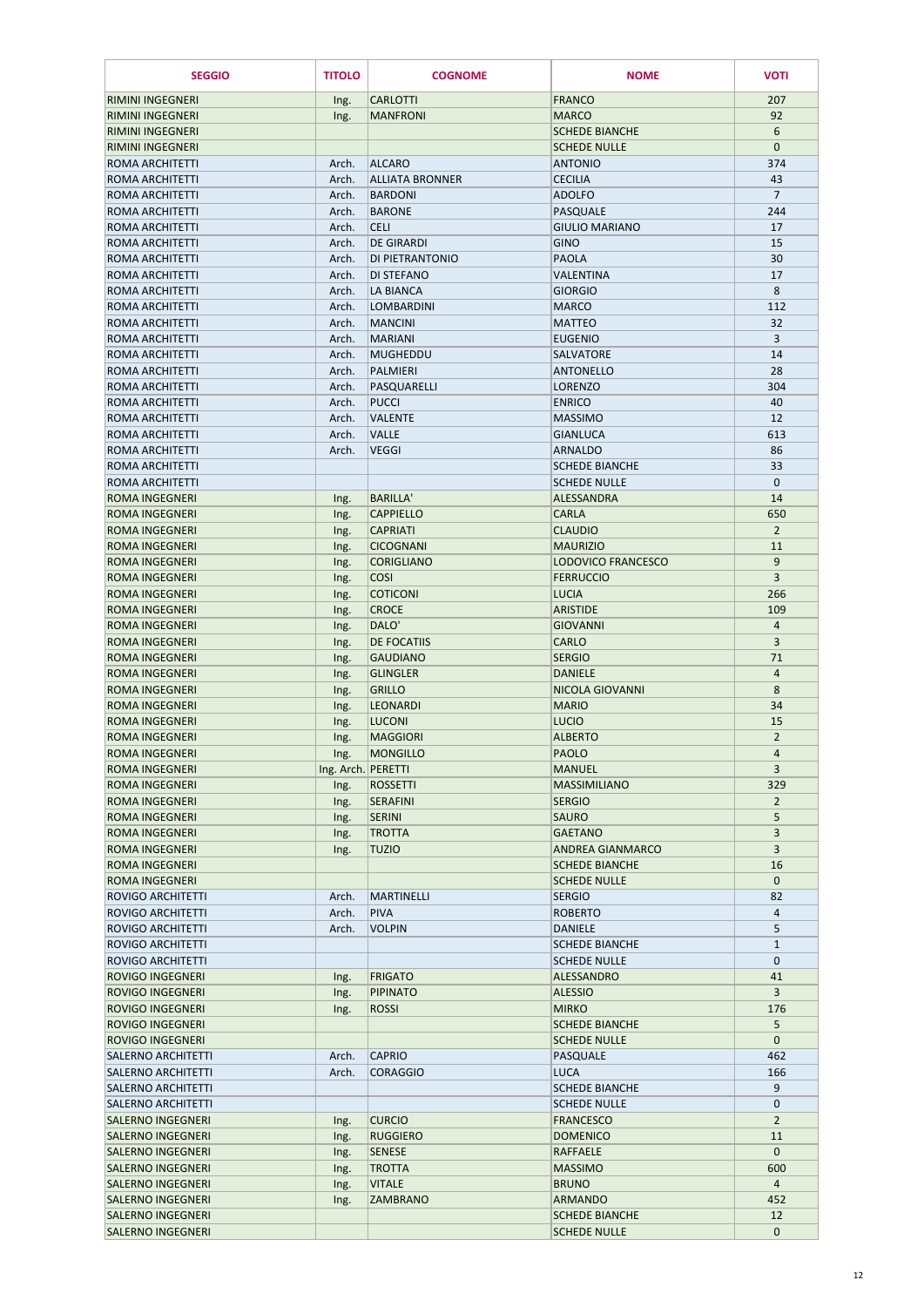| SEGGIO | TITOLO | COGNOME | NOME | VOTI |
|---|---|---|---|---|
| RIMINI INGEGNERI | Ing. | CARLOTTI | FRANCO | 207 |
| RIMINI INGEGNERI | Ing. | MANFRONI | MARCO | 92 |
| RIMINI INGEGNERI | | | SCHEDE BIANCHE | 6 |
| RIMINI INGEGNERI | | | SCHEDE NULLE | 0 |
| ROMA ARCHITETTI | Arch. | ALCARO | ANTONIO | 374 |
| ROMA ARCHITETTI | Arch. | ALLIATA BRONNER | CECILIA | 43 |
| ROMA ARCHITETTI | Arch. | BARDONI | ADOLFO | 7 |
| ROMA ARCHITETTI | Arch. | BARONE | PASQUALE | 244 |
| ROMA ARCHITETTI | Arch. | CELI | GIULIO MARIANO | 17 |
| ROMA ARCHITETTI | Arch. | DE GIRARDI | GINO | 15 |
| ROMA ARCHITETTI | Arch. | DI PIETRANTONIO | PAOLA | 30 |
| ROMA ARCHITETTI | Arch. | DI STEFANO | VALENTINA | 17 |
| ROMA ARCHITETTI | Arch. | LA BIANCA | GIORGIO | 8 |
| ROMA ARCHITETTI | Arch. | LOMBARDINI | MARCO | 112 |
| ROMA ARCHITETTI | Arch. | MANCINI | MATTEO | 32 |
| ROMA ARCHITETTI | Arch. | MARIANI | EUGENIO | 3 |
| ROMA ARCHITETTI | Arch. | MUGHEDDU | SALVATORE | 14 |
| ROMA ARCHITETTI | Arch. | PALMIERI | ANTONELLO | 28 |
| ROMA ARCHITETTI | Arch. | PASQUARELLI | LORENZO | 304 |
| ROMA ARCHITETTI | Arch. | PUCCI | ENRICO | 40 |
| ROMA ARCHITETTI | Arch. | VALENTE | MASSIMO | 12 |
| ROMA ARCHITETTI | Arch. | VALLE | GIANLUCA | 613 |
| ROMA ARCHITETTI | Arch. | VEGGI | ARNALDO | 86 |
| ROMA ARCHITETTI | | | SCHEDE BIANCHE | 33 |
| ROMA ARCHITETTI | | | SCHEDE NULLE | 0 |
| ROMA INGEGNERI | Ing. | BARILLA' | ALESSANDRA | 14 |
| ROMA INGEGNERI | Ing. | CAPPIELLO | CARLA | 650 |
| ROMA INGEGNERI | Ing. | CAPRIATI | CLAUDIO | 2 |
| ROMA INGEGNERI | Ing. | CICOGNANI | MAURIZIO | 11 |
| ROMA INGEGNERI | Ing. | CORIGLIANO | LODOVICO FRANCESCO | 9 |
| ROMA INGEGNERI | Ing. | COSI | FERRUCCIO | 3 |
| ROMA INGEGNERI | Ing. | COTICONI | LUCIA | 266 |
| ROMA INGEGNERI | Ing. | CROCE | ARISTIDE | 109 |
| ROMA INGEGNERI | Ing. | DALO' | GIOVANNI | 4 |
| ROMA INGEGNERI | Ing. | DE FOCATIIS | CARLO | 3 |
| ROMA INGEGNERI | Ing. | GAUDIANO | SERGIO | 71 |
| ROMA INGEGNERI | Ing. | GLINGLER | DANIELE | 4 |
| ROMA INGEGNERI | Ing. | GRILLO | NICOLA GIOVANNI | 8 |
| ROMA INGEGNERI | Ing. | LEONARDI | MARIO | 34 |
| ROMA INGEGNERI | Ing. | LUCONI | LUCIO | 15 |
| ROMA INGEGNERI | Ing. | MAGGIORI | ALBERTO | 2 |
| ROMA INGEGNERI | Ing. | MONGILLO | PAOLO | 4 |
| ROMA INGEGNERI | Ing. Arch. | PERETTI | MANUEL | 3 |
| ROMA INGEGNERI | Ing. | ROSSETTI | MASSIMILIANO | 329 |
| ROMA INGEGNERI | Ing. | SERAFINI | SERGIO | 2 |
| ROMA INGEGNERI | Ing. | SERINI | SAURO | 5 |
| ROMA INGEGNERI | Ing. | TROTTA | GAETANO | 3 |
| ROMA INGEGNERI | Ing. | TUZIO | ANDREA GIANMARCO | 3 |
| ROMA INGEGNERI | | | SCHEDE BIANCHE | 16 |
| ROMA INGEGNERI | | | SCHEDE NULLE | 0 |
| ROVIGO ARCHITETTI | Arch. | MARTINELLI | SERGIO | 82 |
| ROVIGO ARCHITETTI | Arch. | PIVA | ROBERTO | 4 |
| ROVIGO ARCHITETTI | Arch. | VOLPIN | DANIELE | 5 |
| ROVIGO ARCHITETTI | | | SCHEDE BIANCHE | 1 |
| ROVIGO ARCHITETTI | | | SCHEDE NULLE | 0 |
| ROVIGO INGEGNERI | Ing. | FRIGATO | ALESSANDRO | 41 |
| ROVIGO INGEGNERI | Ing. | PIPINATO | ALESSIO | 3 |
| ROVIGO INGEGNERI | Ing. | ROSSI | MIRKO | 176 |
| ROVIGO INGEGNERI | | | SCHEDE BIANCHE | 5 |
| ROVIGO INGEGNERI | | | SCHEDE NULLE | 0 |
| SALERNO ARCHITETTI | Arch. | CAPRIO | PASQUALE | 462 |
| SALERNO ARCHITETTI | Arch. | CORAGGIO | LUCA | 166 |
| SALERNO ARCHITETTI | | | SCHEDE BIANCHE | 9 |
| SALERNO ARCHITETTI | | | SCHEDE NULLE | 0 |
| SALERNO INGEGNERI | Ing. | CURCIO | FRANCESCO | 2 |
| SALERNO INGEGNERI | Ing. | RUGGIERO | DOMENICO | 11 |
| SALERNO INGEGNERI | Ing. | SENESE | RAFFAELE | 0 |
| SALERNO INGEGNERI | Ing. | TROTTA | MASSIMO | 600 |
| SALERNO INGEGNERI | Ing. | VITALE | BRUNO | 4 |
| SALERNO INGEGNERI | Ing. | ZAMBRANO | ARMANDO | 452 |
| SALERNO INGEGNERI | | | SCHEDE BIANCHE | 12 |
| SALERNO INGEGNERI | | | SCHEDE NULLE | 0 |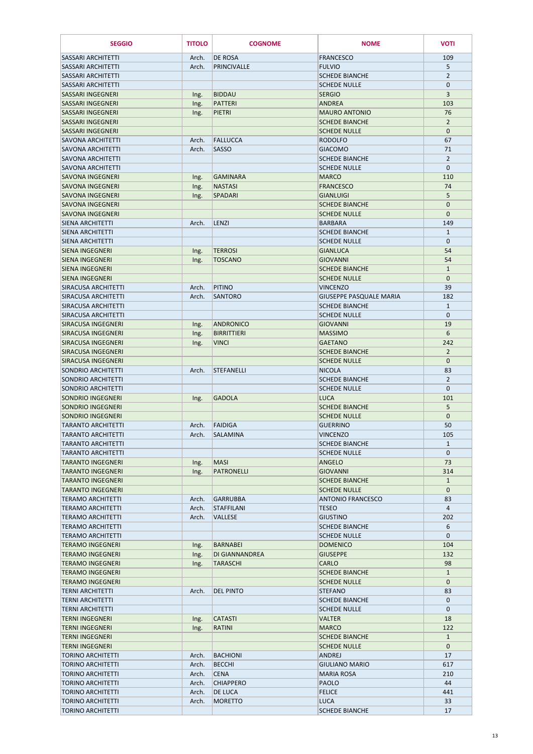| SEGGIO | TITOLO | COGNOME | NOME | VOTI |
|---|---|---|---|---|
| SASSARI ARCHITETTI | Arch. | DE ROSA | FRANCESCO | 109 |
| SASSARI ARCHITETTI | Arch. | PRINCIVALLE | FULVIO | 5 |
| SASSARI ARCHITETTI | | | SCHEDE BIANCHE | 2 |
| SASSARI ARCHITETTI | | | SCHEDE NULLE | 0 |
| SASSARI INGEGNERI | Ing. | BIDDAU | SERGIO | 3 |
| SASSARI INGEGNERI | Ing. | PATTERI | ANDREA | 103 |
| SASSARI INGEGNERI | Ing. | PIETRI | MAURO ANTONIO | 76 |
| SASSARI INGEGNERI | | | SCHEDE BIANCHE | 2 |
| SASSARI INGEGNERI | | | SCHEDE NULLE | 0 |
| SAVONA ARCHITETTI | Arch. | FALLUCCA | RODOLFO | 67 |
| SAVONA ARCHITETTI | Arch. | SASSO | GIACOMO | 71 |
| SAVONA ARCHITETTI | | | SCHEDE BIANCHE | 2 |
| SAVONA ARCHITETTI | | | SCHEDE NULLE | 0 |
| SAVONA INGEGNERI | Ing. | GAMINARA | MARCO | 110 |
| SAVONA INGEGNERI | Ing. | NASTASI | FRANCESCO | 74 |
| SAVONA INGEGNERI | Ing. | SPADARI | GIANLUIGI | 5 |
| SAVONA INGEGNERI | | | SCHEDE BIANCHE | 0 |
| SAVONA INGEGNERI | | | SCHEDE NULLE | 0 |
| SIENA ARCHITETTI | Arch. | LENZI | BARBARA | 149 |
| SIENA ARCHITETTI | | | SCHEDE BIANCHE | 1 |
| SIENA ARCHITETTI | | | SCHEDE NULLE | 0 |
| SIENA INGEGNERI | Ing. | TERROSI | GIANLUCA | 54 |
| SIENA INGEGNERI | Ing. | TOSCANO | GIOVANNI | 54 |
| SIENA INGEGNERI | | | SCHEDE BIANCHE | 1 |
| SIENA INGEGNERI | | | SCHEDE NULLE | 0 |
| SIRACUSA ARCHITETTI | Arch. | PITINO | VINCENZO | 39 |
| SIRACUSA ARCHITETTI | Arch. | SANTORO | GIUSEPPE PASQUALE MARIA | 182 |
| SIRACUSA ARCHITETTI | | | SCHEDE BIANCHE | 1 |
| SIRACUSA ARCHITETTI | | | SCHEDE NULLE | 0 |
| SIRACUSA INGEGNERI | Ing. | ANDRONICO | GIOVANNI | 19 |
| SIRACUSA INGEGNERI | Ing. | BIRRITTIERI | MASSIMO | 6 |
| SIRACUSA INGEGNERI | Ing. | VINCI | GAETANO | 242 |
| SIRACUSA INGEGNERI | | | SCHEDE BIANCHE | 2 |
| SIRACUSA INGEGNERI | | | SCHEDE NULLE | 0 |
| SONDRIO ARCHITETTI | Arch. | STEFANELLI | NICOLA | 83 |
| SONDRIO ARCHITETTI | | | SCHEDE BIANCHE | 2 |
| SONDRIO ARCHITETTI | | | SCHEDE NULLE | 0 |
| SONDRIO INGEGNERI | Ing. | GADOLA | LUCA | 101 |
| SONDRIO INGEGNERI | | | SCHEDE BIANCHE | 5 |
| SONDRIO INGEGNERI | | | SCHEDE NULLE | 0 |
| TARANTO ARCHITETTI | Arch. | FAIDIGA | GUERRINO | 50 |
| TARANTO ARCHITETTI | Arch. | SALAMINA | VINCENZO | 105 |
| TARANTO ARCHITETTI | | | SCHEDE BIANCHE | 1 |
| TARANTO ARCHITETTI | | | SCHEDE NULLE | 0 |
| TARANTO INGEGNERI | Ing. | MASI | ANGELO | 73 |
| TARANTO INGEGNERI | Ing. | PATRONELLI | GIOVANNI | 314 |
| TARANTO INGEGNERI | | | SCHEDE BIANCHE | 1 |
| TARANTO INGEGNERI | | | SCHEDE NULLE | 0 |
| TERAMO ARCHITETTI | Arch. | GARRUBBA | ANTONIO FRANCESCO | 83 |
| TERAMO ARCHITETTI | Arch. | STAFFILANI | TESEO | 4 |
| TERAMO ARCHITETTI | Arch. | VALLESE | GIUSTINO | 202 |
| TERAMO ARCHITETTI | | | SCHEDE BIANCHE | 6 |
| TERAMO ARCHITETTI | | | SCHEDE NULLE | 0 |
| TERAMO INGEGNERI | Ing. | BARNABEI | DOMENICO | 104 |
| TERAMO INGEGNERI | Ing. | DI GIANNANDREA | GIUSEPPE | 132 |
| TERAMO INGEGNERI | Ing. | TARASCHI | CARLO | 98 |
| TERAMO INGEGNERI | | | SCHEDE BIANCHE | 1 |
| TERAMO INGEGNERI | | | SCHEDE NULLE | 0 |
| TERNI ARCHITETTI | Arch. | DEL PINTO | STEFANO | 83 |
| TERNI ARCHITETTI | | | SCHEDE BIANCHE | 0 |
| TERNI ARCHITETTI | | | SCHEDE NULLE | 0 |
| TERNI INGEGNERI | Ing. | CATASTI | VALTER | 18 |
| TERNI INGEGNERI | Ing. | RATINI | MARCO | 122 |
| TERNI INGEGNERI | | | SCHEDE BIANCHE | 1 |
| TERNI INGEGNERI | | | SCHEDE NULLE | 0 |
| TORINO ARCHITETTI | Arch. | BACHIONI | ANDREJ | 17 |
| TORINO ARCHITETTI | Arch. | BECCHI | GIULIANO MARIO | 617 |
| TORINO ARCHITETTI | Arch. | CENA | MARIA ROSA | 210 |
| TORINO ARCHITETTI | Arch. | CHIAPPERO | PAOLO | 44 |
| TORINO ARCHITETTI | Arch. | DE LUCA | FELICE | 441 |
| TORINO ARCHITETTI | Arch. | MORETTO | LUCA | 33 |
| TORINO ARCHITETTI | | | SCHEDE BIANCHE | 17 |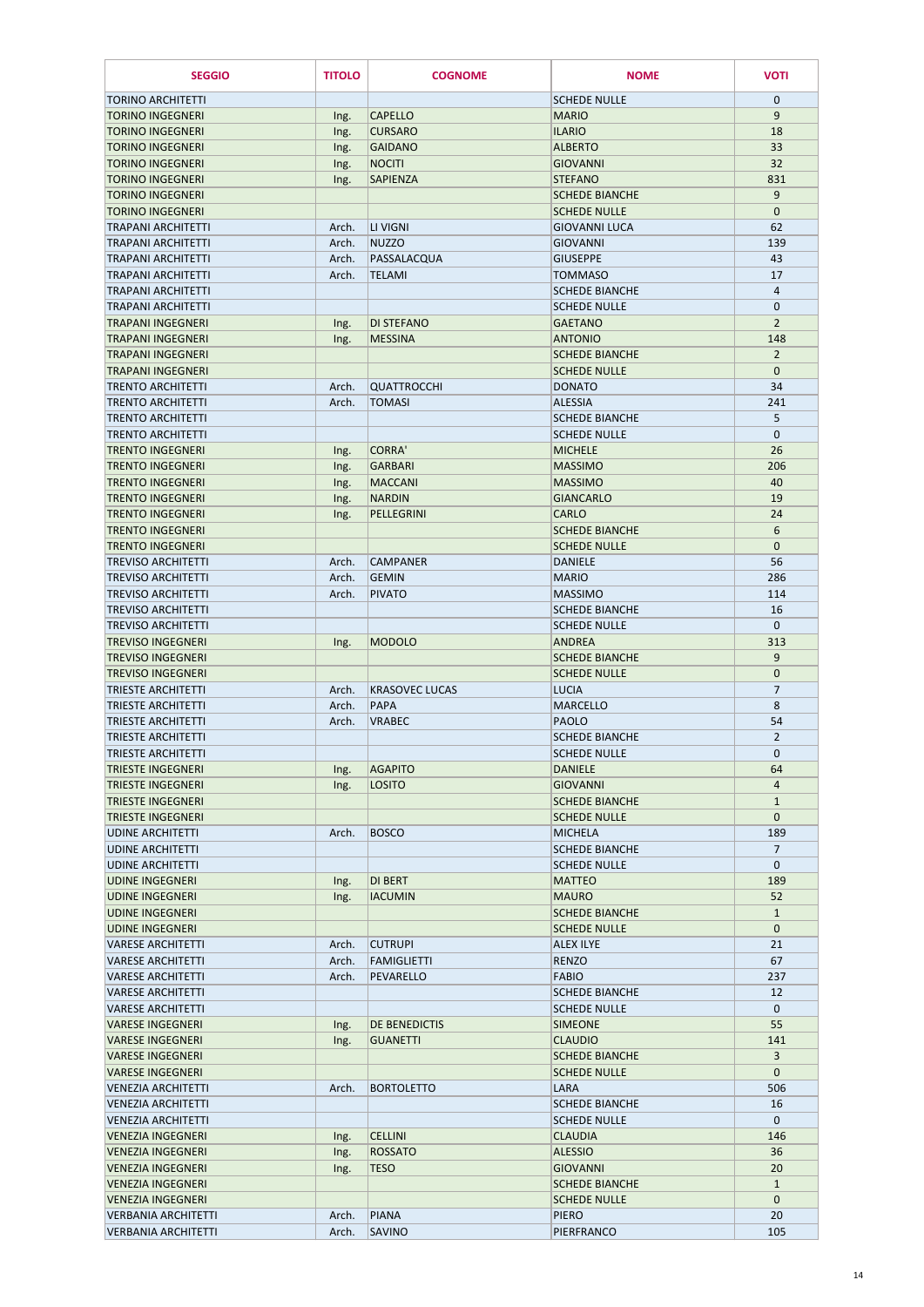| SEGGIO | TITOLO | COGNOME | NOME | VOTI |
|---|---|---|---|---|
| TORINO ARCHITETTI | | | SCHEDE NULLE | 0 |
| TORINO INGEGNERI | Ing. | CAPELLO | MARIO | 9 |
| TORINO INGEGNERI | Ing. | CURSARO | ILARIO | 18 |
| TORINO INGEGNERI | Ing. | GAIDANO | ALBERTO | 33 |
| TORINO INGEGNERI | Ing. | NOCITI | GIOVANNI | 32 |
| TORINO INGEGNERI | Ing. | SAPIENZA | STEFANO | 831 |
| TORINO INGEGNERI | | | SCHEDE BIANCHE | 9 |
| TORINO INGEGNERI | | | SCHEDE NULLE | 0 |
| TRAPANI ARCHITETTI | Arch. | LI VIGNI | GIOVANNI LUCA | 62 |
| TRAPANI ARCHITETTI | Arch. | NUZZO | GIOVANNI | 139 |
| TRAPANI ARCHITETTI | Arch. | PASSALACQUA | GIUSEPPE | 43 |
| TRAPANI ARCHITETTI | Arch. | TELAMI | TOMMASO | 17 |
| TRAPANI ARCHITETTI | | | SCHEDE BIANCHE | 4 |
| TRAPANI ARCHITETTI | | | SCHEDE NULLE | 0 |
| TRAPANI INGEGNERI | Ing. | DI STEFANO | GAETANO | 2 |
| TRAPANI INGEGNERI | Ing. | MESSINA | ANTONIO | 148 |
| TRAPANI INGEGNERI | | | SCHEDE BIANCHE | 2 |
| TRAPANI INGEGNERI | | | SCHEDE NULLE | 0 |
| TRENTO ARCHITETTI | Arch. | QUATTROCCHI | DONATO | 34 |
| TRENTO ARCHITETTI | Arch. | TOMASI | ALESSIA | 241 |
| TRENTO ARCHITETTI | | | SCHEDE BIANCHE | 5 |
| TRENTO ARCHITETTI | | | SCHEDE NULLE | 0 |
| TRENTO INGEGNERI | Ing. | CORRA' | MICHELE | 26 |
| TRENTO INGEGNERI | Ing. | GARBARI | MASSIMO | 206 |
| TRENTO INGEGNERI | Ing. | MACCANI | MASSIMO | 40 |
| TRENTO INGEGNERI | Ing. | NARDIN | GIANCARLO | 19 |
| TRENTO INGEGNERI | Ing. | PELLEGRINI | CARLO | 24 |
| TRENTO INGEGNERI | | | SCHEDE BIANCHE | 6 |
| TRENTO INGEGNERI | | | SCHEDE NULLE | 0 |
| TREVISO ARCHITETTI | Arch. | CAMPANER | DANIELE | 56 |
| TREVISO ARCHITETTI | Arch. | GEMIN | MARIO | 286 |
| TREVISO ARCHITETTI | Arch. | PIVATO | MASSIMO | 114 |
| TREVISO ARCHITETTI | | | SCHEDE BIANCHE | 16 |
| TREVISO ARCHITETTI | | | SCHEDE NULLE | 0 |
| TREVISO INGEGNERI | Ing. | MODOLO | ANDREA | 313 |
| TREVISO INGEGNERI | | | SCHEDE BIANCHE | 9 |
| TREVISO INGEGNERI | | | SCHEDE NULLE | 0 |
| TRIESTE ARCHITETTI | Arch. | KRASOVEC LUCAS | LUCIA | 7 |
| TRIESTE ARCHITETTI | Arch. | PAPA | MARCELLO | 8 |
| TRIESTE ARCHITETTI | Arch. | VRABEC | PAOLO | 54 |
| TRIESTE ARCHITETTI | | | SCHEDE BIANCHE | 2 |
| TRIESTE ARCHITETTI | | | SCHEDE NULLE | 0 |
| TRIESTE INGEGNERI | Ing. | AGAPITO | DANIELE | 64 |
| TRIESTE INGEGNERI | Ing. | LOSITO | GIOVANNI | 4 |
| TRIESTE INGEGNERI | | | SCHEDE BIANCHE | 1 |
| TRIESTE INGEGNERI | | | SCHEDE NULLE | 0 |
| UDINE ARCHITETTI | Arch. | BOSCO | MICHELA | 189 |
| UDINE ARCHITETTI | | | SCHEDE BIANCHE | 7 |
| UDINE ARCHITETTI | | | SCHEDE NULLE | 0 |
| UDINE INGEGNERI | Ing. | DI BERT | MATTEO | 189 |
| UDINE INGEGNERI | Ing. | IACUMIN | MAURO | 52 |
| UDINE INGEGNERI | | | SCHEDE BIANCHE | 1 |
| UDINE INGEGNERI | | | SCHEDE NULLE | 0 |
| VARESE ARCHITETTI | Arch. | CUTRUPI | ALEX ILYE | 21 |
| VARESE ARCHITETTI | Arch. | FAMIGLIETTI | RENZO | 67 |
| VARESE ARCHITETTI | Arch. | PEVARELLO | FABIO | 237 |
| VARESE ARCHITETTI | | | SCHEDE BIANCHE | 12 |
| VARESE ARCHITETTI | | | SCHEDE NULLE | 0 |
| VARESE INGEGNERI | Ing. | DE BENEDICTIS | SIMEONE | 55 |
| VARESE INGEGNERI | Ing. | GUANETTI | CLAUDIO | 141 |
| VARESE INGEGNERI | | | SCHEDE BIANCHE | 3 |
| VARESE INGEGNERI | | | SCHEDE NULLE | 0 |
| VENEZIA ARCHITETTI | Arch. | BORTOLETTO | LARA | 506 |
| VENEZIA ARCHITETTI | | | SCHEDE BIANCHE | 16 |
| VENEZIA ARCHITETTI | | | SCHEDE NULLE | 0 |
| VENEZIA INGEGNERI | Ing. | CELLINI | CLAUDIA | 146 |
| VENEZIA INGEGNERI | Ing. | ROSSATO | ALESSIO | 36 |
| VENEZIA INGEGNERI | Ing. | TESO | GIOVANNI | 20 |
| VENEZIA INGEGNERI | | | SCHEDE BIANCHE | 1 |
| VENEZIA INGEGNERI | | | SCHEDE NULLE | 0 |
| VERBANIA ARCHITETTI | Arch. | PIANA | PIERO | 20 |
| VERBANIA ARCHITETTI | Arch. | SAVINO | PIERFRANCO | 105 |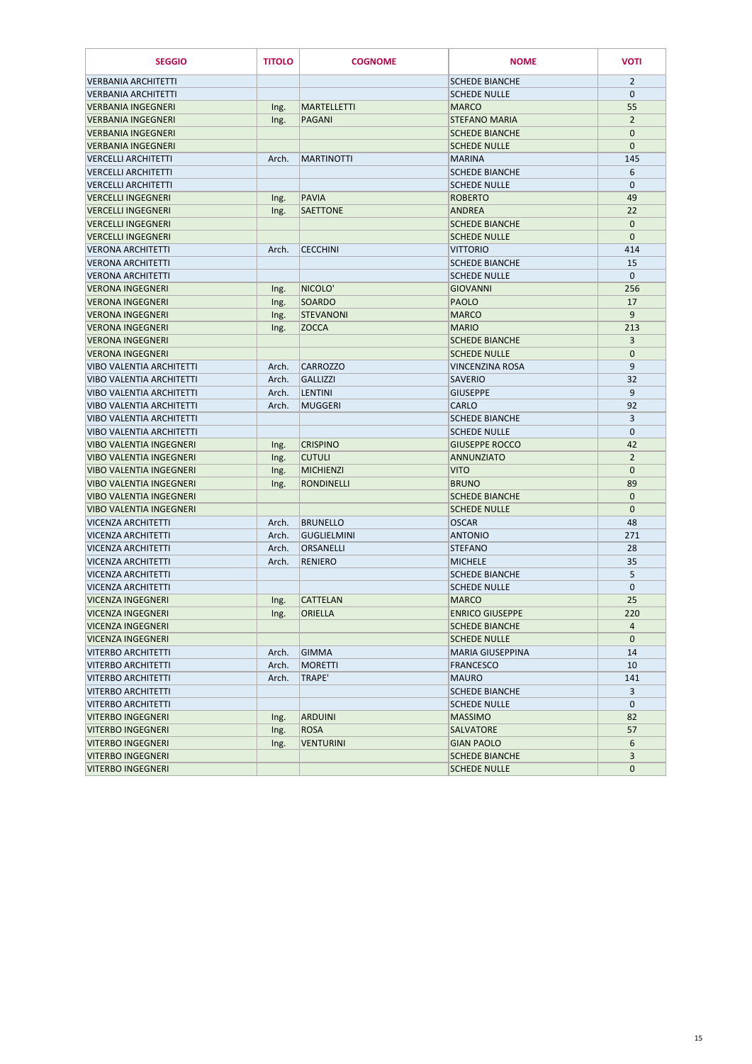| SEGGIO | TITOLO | COGNOME | NOME | VOTI |
|---|---|---|---|---|
| VERBANIA ARCHITETTI | | | SCHEDE BIANCHE | 2 |
| VERBANIA ARCHITETTI | | | SCHEDE NULLE | 0 |
| VERBANIA INGEGNERI | Ing. | MARTELLETTI | MARCO | 55 |
| VERBANIA INGEGNERI | Ing. | PAGANI | STEFANO MARIA | 2 |
| VERBANIA INGEGNERI | | | SCHEDE BIANCHE | 0 |
| VERBANIA INGEGNERI | | | SCHEDE NULLE | 0 |
| VERCELLI ARCHITETTI | Arch. | MARTINOTTI | MARINA | 145 |
| VERCELLI ARCHITETTI | | | SCHEDE BIANCHE | 6 |
| VERCELLI ARCHITETTI | | | SCHEDE NULLE | 0 |
| VERCELLI INGEGNERI | Ing. | PAVIA | ROBERTO | 49 |
| VERCELLI INGEGNERI | Ing. | SAETTONE | ANDREA | 22 |
| VERCELLI INGEGNERI | | | SCHEDE BIANCHE | 0 |
| VERCELLI INGEGNERI | | | SCHEDE NULLE | 0 |
| VERONA ARCHITETTI | Arch. | CECCHINI | VITTORIO | 414 |
| VERONA ARCHITETTI | | | SCHEDE BIANCHE | 15 |
| VERONA ARCHITETTI | | | SCHEDE NULLE | 0 |
| VERONA INGEGNERI | Ing. | NICOLO' | GIOVANNI | 256 |
| VERONA INGEGNERI | Ing. | SOARDO | PAOLO | 17 |
| VERONA INGEGNERI | Ing. | STEVANONI | MARCO | 9 |
| VERONA INGEGNERI | Ing. | ZOCCA | MARIO | 213 |
| VERONA INGEGNERI | | | SCHEDE BIANCHE | 3 |
| VERONA INGEGNERI | | | SCHEDE NULLE | 0 |
| VIBO VALENTIA ARCHITETTI | Arch. | CARROZZO | VINCENZINA ROSA | 9 |
| VIBO VALENTIA ARCHITETTI | Arch. | GALLIZZI | SAVERIO | 32 |
| VIBO VALENTIA ARCHITETTI | Arch. | LENTINI | GIUSEPPE | 9 |
| VIBO VALENTIA ARCHITETTI | Arch. | MUGGERI | CARLO | 92 |
| VIBO VALENTIA ARCHITETTI | | | SCHEDE BIANCHE | 3 |
| VIBO VALENTIA ARCHITETTI | | | SCHEDE NULLE | 0 |
| VIBO VALENTIA INGEGNERI | Ing. | CRISPINO | GIUSEPPE ROCCO | 42 |
| VIBO VALENTIA INGEGNERI | Ing. | CUTULI | ANNUNZIATO | 2 |
| VIBO VALENTIA INGEGNERI | Ing. | MICHIENZI | VITO | 0 |
| VIBO VALENTIA INGEGNERI | Ing. | RONDINELLI | BRUNO | 89 |
| VIBO VALENTIA INGEGNERI | | | SCHEDE BIANCHE | 0 |
| VIBO VALENTIA INGEGNERI | | | SCHEDE NULLE | 0 |
| VICENZA ARCHITETTI | Arch. | BRUNELLO | OSCAR | 48 |
| VICENZA ARCHITETTI | Arch. | GUGLIELMINI | ANTONIO | 271 |
| VICENZA ARCHITETTI | Arch. | ORSANELLI | STEFANO | 28 |
| VICENZA ARCHITETTI | Arch. | RENIERO | MICHELE | 35 |
| VICENZA ARCHITETTI | | | SCHEDE BIANCHE | 5 |
| VICENZA ARCHITETTI | | | SCHEDE NULLE | 0 |
| VICENZA INGEGNERI | Ing. | CATTELAN | MARCO | 25 |
| VICENZA INGEGNERI | Ing. | ORIELLA | ENRICO GIUSEPPE | 220 |
| VICENZA INGEGNERI | | | SCHEDE BIANCHE | 4 |
| VICENZA INGEGNERI | | | SCHEDE NULLE | 0 |
| VITERBO ARCHITETTI | Arch. | GIMMA | MARIA GIUSEPPINA | 14 |
| VITERBO ARCHITETTI | Arch. | MORETTI | FRANCESCO | 10 |
| VITERBO ARCHITETTI | Arch. | TRAPE' | MAURO | 141 |
| VITERBO ARCHITETTI | | | SCHEDE BIANCHE | 3 |
| VITERBO ARCHITETTI | | | SCHEDE NULLE | 0 |
| VITERBO INGEGNERI | Ing. | ARDUINI | MASSIMO | 82 |
| VITERBO INGEGNERI | Ing. | ROSA | SALVATORE | 57 |
| VITERBO INGEGNERI | Ing. | VENTURINI | GIAN PAOLO | 6 |
| VITERBO INGEGNERI | | | SCHEDE BIANCHE | 3 |
| VITERBO INGEGNERI | | | SCHEDE NULLE | 0 |